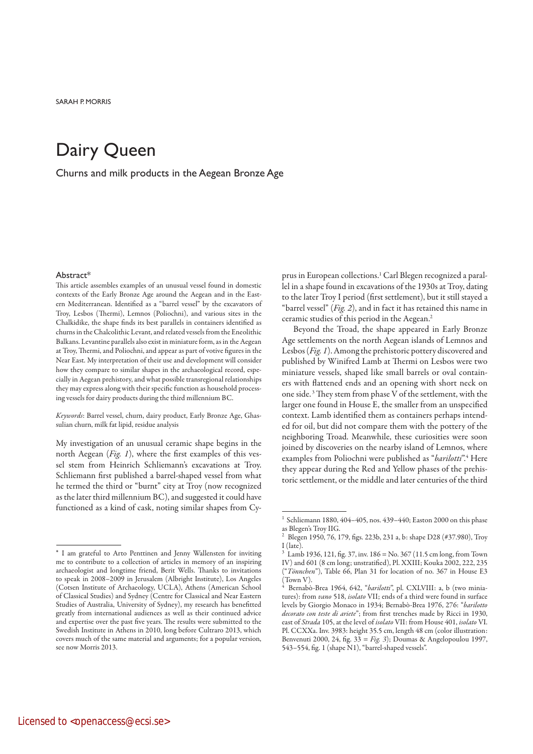SARAH P. MORRIS

# Dairy Queen

## Churns and milk products in the Aegean Bronze Age

### Abstract*

This article assembles examples of an unusual vessel found in domestic contexts of the Early Bronze Age around the Aegean and in the Eastern Mediterranean. Identified as a "barrel vessel" by the excavators of Troy, Lesbos (Thermi), Lemnos (Poliochni), and various sites in the Chalkidike, the shape finds its best parallels in containers identified as churns in the Chalcolithic Levant, and related vessels from the Eneolithic Balkans. Levantine parallels also exist in miniature form, as in the Aegean at Troy, Thermi, and Poliochni, and appear as part of votive figures in the Near East. My interpretation of their use and development will consider how they compare to similar shapes in the archaeological record, especially in Aegean prehistory, and what possible transregional relationships they may express along with their specific function as household processing vessels for dairy products during the third millennium BC.

*Keywords*: Barrel vessel, churn, dairy product, Early Bronze Age, Ghassulian churn, milk fat lipid, residue analysis

My investigation of an unusual ceramic shape begins in the north Aegean (*Fig. 1*), where the first examples of this vessel stem from Heinrich Schliemann's excavations at Troy. Schliemann first published a barrel-shaped vessel from what he termed the third or "burnt" city at Troy (now recognized as the later third millennium BC), and suggested it could have functioned as a kind of cask, noting similar shapes from Cyprus in European collections.[1] Carl Blegen recognized a parallel in a shape found in excavations of the 1930s at Troy, dating to the later Troy I period (first settlement), but it still stayed a "barrel vessel" (*Fig. 2*), and in fact it has retained this name in ceramic studies of this period in the Aegean.[2]

Beyond the Troad, the shape appeared in Early Bronze Age settlements on the north Aegean islands of Lemnos and Lesbos (*Fig. 1*). Among the prehistoric pottery discovered and published by Winifred Lamb at Thermi on Lesbos were two miniature vessels, shaped like small barrels or oval containers with flattened ends and an opening with short neck on one side.[3] They stem from phase V of the settlement, with the larger one found in House E, the smaller from an unspecified context. Lamb identified them as containers perhaps intended for oil, but did not compare them with the pottery of the neighboring Troad. Meanwhile, these curiosities were soon joined by discoveries on the nearby island of Lemnos, where examples from Poliochni were published as "*barilotti*".[4] Here they appear during the Red and Yellow phases of the prehistoric settlement, or the middle and later centuries of the third

---

\* I am grateful to Arto Penttinen and Jenny Wallensten for inviting me to contribute to a collection of articles in memory of an inspiring archaeologist and longtime friend, Berit Wells. Thanks to invitations to speak in 2008–2009 in Jerusalem (Albright Institute), Los Angeles (Cotsen Institute of Archaeology, UCLA), Athens (American School of Classical Studies) and Sydney (Centre for Classical and Near Eastern Studies of Australia, University of Sydney), my research has benefitted greatly from international audiences as well as their continued advice and expertise over the past five years. The results were submitted to the Swedish Institute in Athens in 2010, long before Cultraro 2013, which covers much of the same material and arguments; for a popular version, see now Morris 2013.

[1] Schliemann 1880, 404–405, nos. 439–440; Easton 2000 on this phase as Blegen's Troy IIG.

[2] Blegen 1950, 76, 179, figs. 223b, 231 a, b: shape D28 (#37.980), Troy I (late).

[3] Lamb 1936, 121, fig. 37, inv. 186 = No. 367 (11.5 cm long, from Town IV) and 601 (8 cm long; unstratified), Pl. XXIII; Kouka 2002, 222, 235 ("*Tönnchen*"), Table 66, Plan 31 for location of no. 367 in House E3 (Town V).

[4] Bernabò-Brea 1964, 642, "*barilotti*", pl. CXLVIII: a, b (two miniatures): from *vano* 518, *isolato* VII; ends of a third were found in surface levels by Giorgio Monaco in 1934; Bernabò-Brea 1976, 276: "*barilotto decorato con teste di ariete*"; from first trenches made by Ricci in 1930, east of *Strada* 105, at the level of *isolato* VII: from House 401, *isolato* VI. Pl. CCXXa. Inv. 3983: height 35.5 cm, length 48 cm (color illustration: Benvenuti 2000, 24, fig. 33 = *Fig. 3*); Doumas & Angelopoulou 1997, 543–554, fig. 1 (shape N1), "barrel-shaped vessels".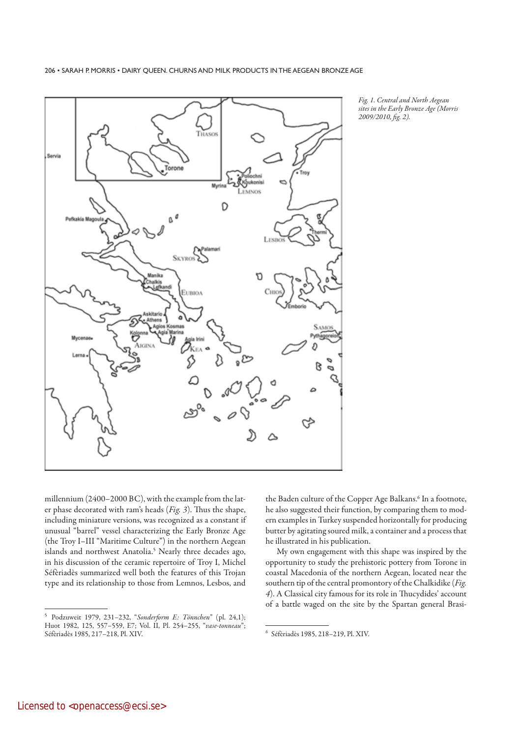Fig. 1. Central and North Aegean sites in the Early Bronze Age (Morris 2009/2010, fig. 2).

millennium (2400–2000 BC), with the example from the later phase decorated with ram's heads (*Fig. 3*). Thus the shape, including miniature versions, was recognized as a constant if unusual "barrel" vessel characterizing the Early Bronze Age (the Troy I–III "Maritime Culture") in the northern Aegean islands and northwest Anatolia.[5] Nearly three decades ago, in his discussion of the ceramic repertoire of Troy I, Michel Séfèriadès summarized well both the features of this Trojan type and its relationship to those from Lemnos, Lesbos, and the Baden culture of the Copper Age Balkans.[6] In a footnote, he also suggested their function, by comparing them to modern examples in Turkey suspended horizontally for producing butter by agitating soured milk, a container and a process that he illustrated in his publication.

My own engagement with this shape was inspired by the opportunity to study the prehistoric pottery from Torone in coastal Macedonia of the northern Aegean, located near the southern tip of the central promontory of the Chalkidike (*Fig. 4*). A Classical city famous for its role in Thucydides' account of a battle waged on the site by the Spartan general Brasi-

[5] Podzuweit 1979, 231–232, "*Sonderform E: Tönnchen*" (pl. 24,1); Huot 1982, 125, 557–559, E7; Vol. II, Pl. 254–255, "*vase-tonneau*"; Séfèriadès 1985, 217–218, Pl. XIV.

[6] Séfèriadès 1985, 218–219, Pl. XIV.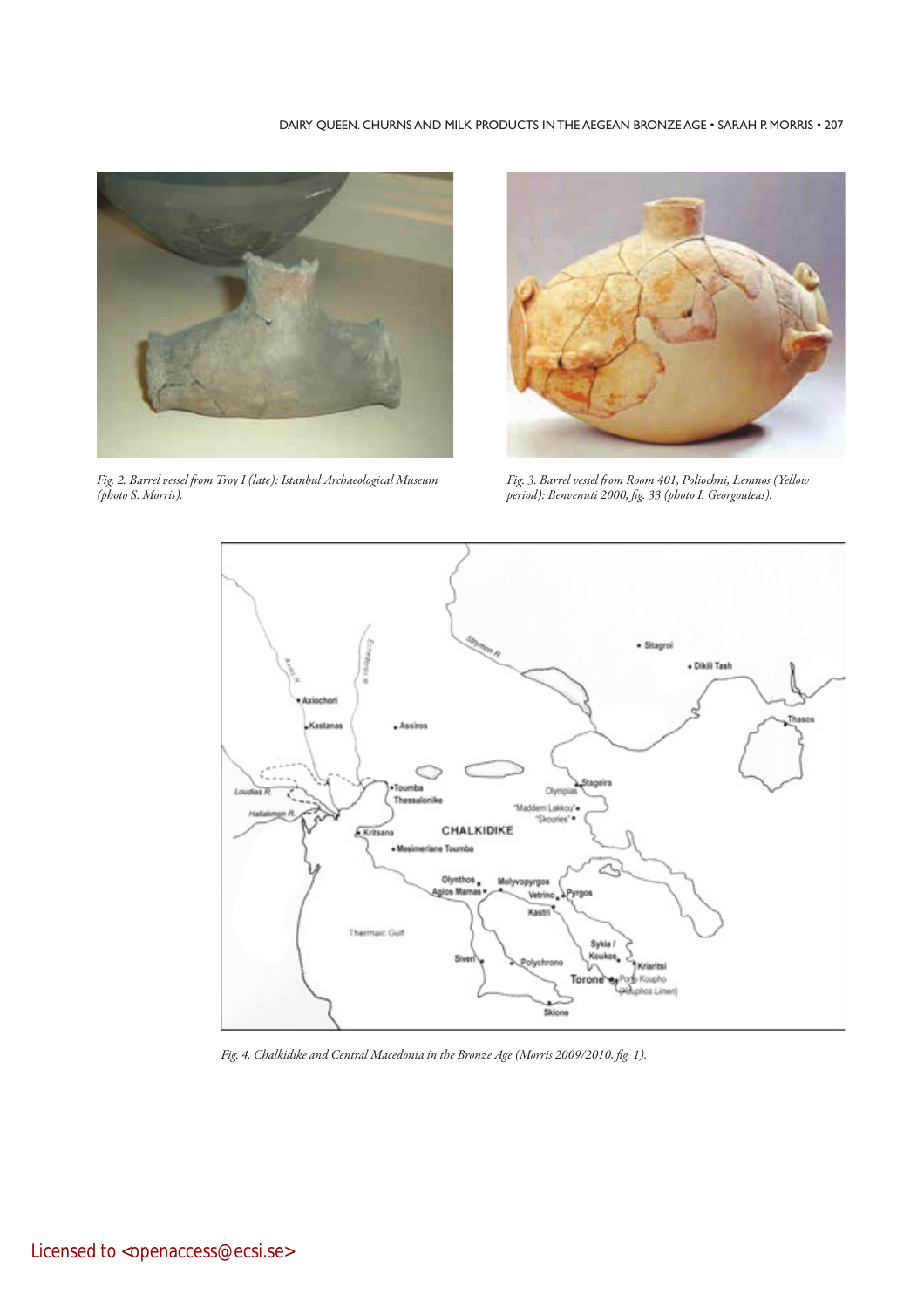*Fig. 2. Barrel vessel from Troy I (late): Istanbul Archaeological Museum (photo S. Morris).*

*Fig. 3. Barrel vessel from Room 401, Poliochni, Lemnos (Yellow period): Benvenuti 2000, fig. 33 (photo I. Georgouleas).*

Strymon R.
Sitagroi
Dikili Tash
Axios R.
Echedoros R.
Axiochori
Kastanas
Assiros
Thasos
Loudias R.
Haliakmon R.
Toumba
Thessalonike
Stageira
Olympias
"Maddem Lakkou"
"Skouries"
CHALKIDIKE
Kritsana
Mesimeriane Toumba
Olynthos
Agios Mamas
Molyvopyrgos
Vetrino
Pyrgos
Kastri
Thermaic Gulf
Sykia / Koukos
Siveri
Polychrono
Kriaritsi
Torone
Porto Koupho
(Kouphos Limen)
Skione

*Fig. 4. Chalkidike and Central Macedonia in the Bronze Age (Morris 2009/2010, fig. 1).*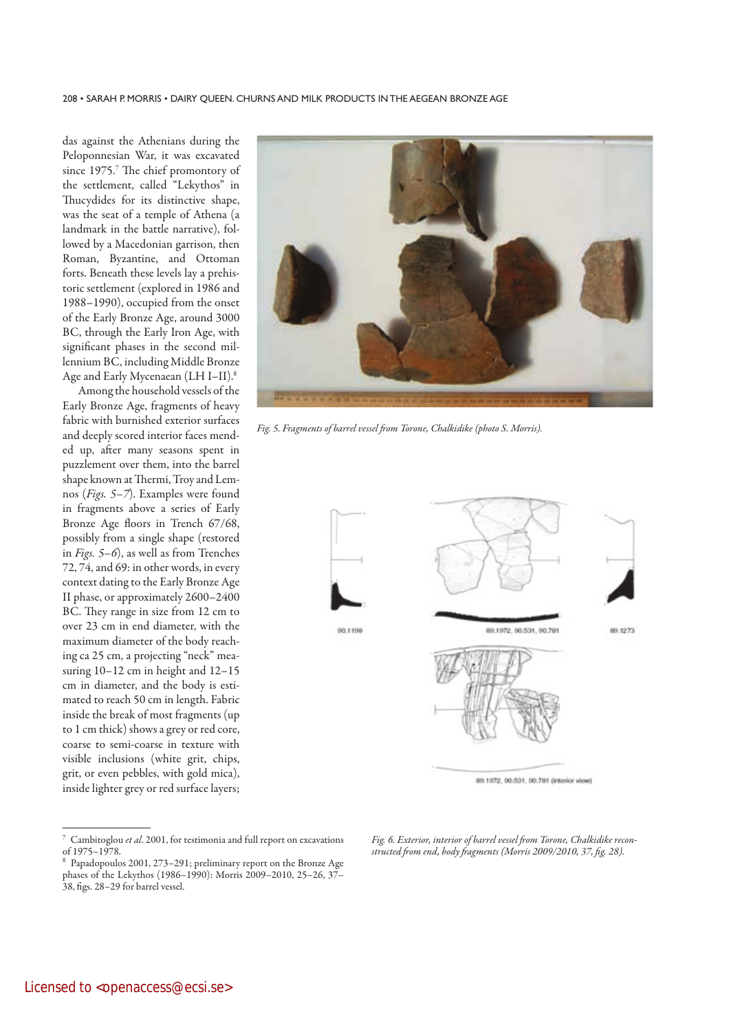das against the Athenians during the Peloponnesian War, it was excavated since 1975.[7] The chief promontory of the settlement, called "Lekythos" in Thucydides for its distinctive shape, was the seat of a temple of Athena (a landmark in the battle narrative), followed by a Macedonian garrison, then Roman, Byzantine, and Ottoman forts. Beneath these levels lay a prehistoric settlement (explored in 1986 and 1988–1990), occupied from the onset of the Early Bronze Age, around 3000 BC, through the Early Iron Age, with significant phases in the second millennium BC, including Middle Bronze Age and Early Mycenaean (LH I–II).[8]

Among the household vessels of the Early Bronze Age, fragments of heavy fabric with burnished exterior surfaces and deeply scored interior faces mended up, after many seasons spent in puzzlement over them, into the barrel shape known at Thermi, Troy and Lemnos (*Figs. 5–7*). Examples were found in fragments above a series of Early Bronze Age floors in Trench 67/68, possibly from a single shape (restored in *Figs. 5–6*), as well as from Trenches 72, 74, and 69: in other words, in every context dating to the Early Bronze Age II phase, or approximately 2600–2400 BC. They range in size from 12 cm to over 23 cm in end diameter, with the maximum diameter of the body reaching ca 25 cm, a projecting "neck" measuring 10–12 cm in height and 12–15 cm in diameter, and the body is estimated to reach 50 cm in length. Fabric inside the break of most fragments (up to 1 cm thick) shows a grey or red core, coarse to semi-coarse in texture with visible inclusions (white grit, chips, grit, or even pebbles, with gold mica), inside lighter grey or red surface layers;

*Fig. 5. Fragments of barrel vessel from Torone, Chalkidike (photo S. Morris).*

90.1198

89.1972, 90.531, 90.781

89.1273

89.1972, 90.531, 90.781 (interior view)

*Fig. 6. Exterior, interior of barrel vessel from Torone, Chalkidike reconstructed from end, body fragments (Morris 2009/2010, 37, fig. 28).*

---

[7] Cambitoglou *et al*. 2001, for testimonia and full report on excavations of 1975–1978.

[8] Papadopoulos 2001, 273–291; preliminary report on the Bronze Age phases of the Lekythos (1986–1990): Morris 2009–2010, 25–26, 37–38, figs. 28–29 for barrel vessel.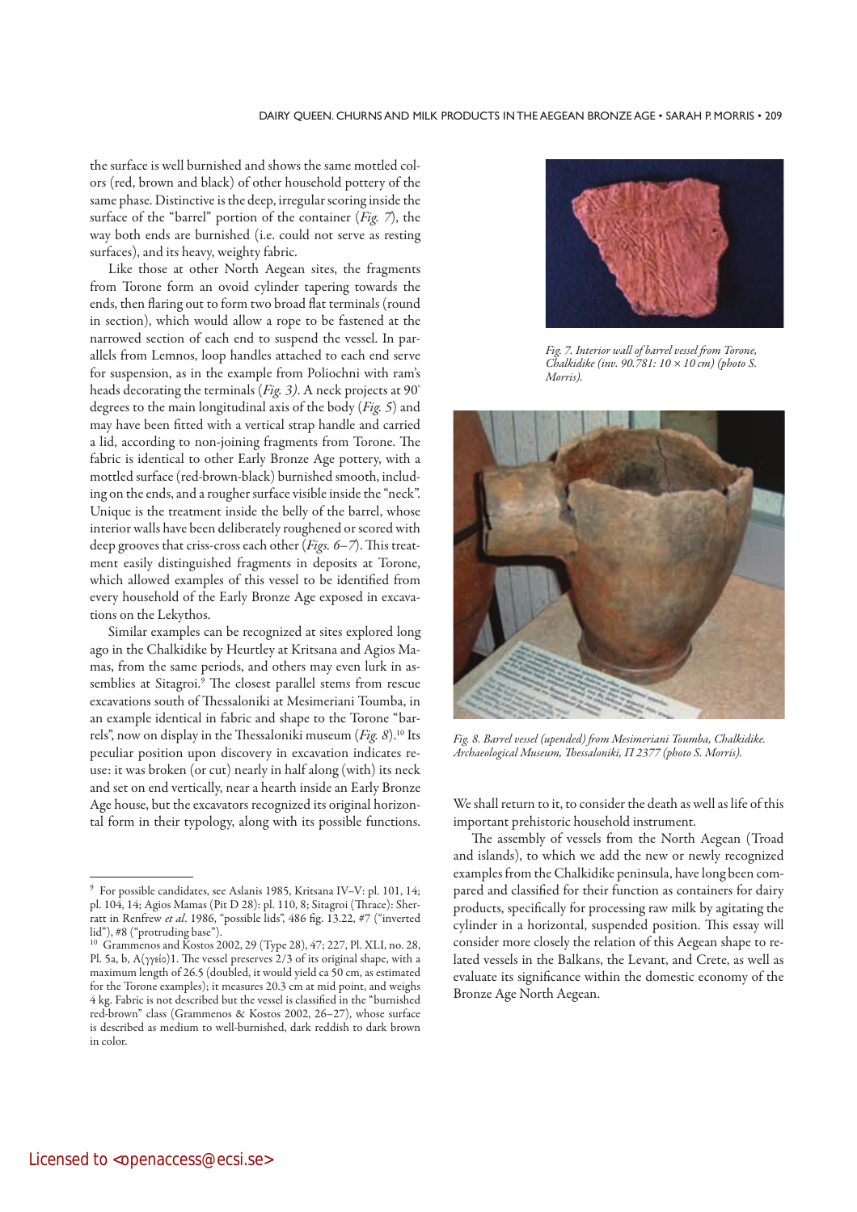the surface is well burnished and shows the same mottled colors (red, brown and black) of other household pottery of the same phase. Distinctive is the deep, irregular scoring inside the surface of the "barrel" portion of the container (*Fig. 7*), the way both ends are burnished (i.e. could not serve as resting surfaces), and its heavy, weighty fabric.

Like those at other North Aegean sites, the fragments from Torone form an ovoid cylinder tapering towards the ends, then flaring out to form two broad flat terminals (round in section), which would allow a rope to be fastened at the narrowed section of each end to suspend the vessel. In parallels from Lemnos, loop handles attached to each end serve for suspension, as in the example from Poliochni with ram's heads decorating the terminals (*Fig. 3*). A neck projects at 90° degrees to the main longitudinal axis of the body (*Fig. 5*) and may have been fitted with a vertical strap handle and carried a lid, according to non-joining fragments from Torone. The fabric is identical to other Early Bronze Age pottery, with a mottled surface (red-brown-black) burnished smooth, including on the ends, and a rougher surface visible inside the "neck". Unique is the treatment inside the belly of the barrel, whose interior walls have been deliberately roughened or scored with deep grooves that criss-cross each other (*Figs. 6–7*). This treatment easily distinguished fragments in deposits at Torone, which allowed examples of this vessel to be identified from every household of the Early Bronze Age exposed in excavations on the Lekythos.

Similar examples can be recognized at sites explored long ago in the Chalkidike by Heurtley at Kritsana and Agios Mamas, from the same periods, and others may even lurk in assemblies at Sitagroi.[9] The closest parallel stems from rescue excavations south of Thessaloniki at Mesimeriani Toumba, in an example identical in fabric and shape to the Torone "barrels", now on display in the Thessaloniki museum (*Fig. 8*).[10] Its peculiar position upon discovery in excavation indicates reuse: it was broken (or cut) nearly in half along (with) its neck and set on end vertically, near a hearth inside an Early Bronze Age house, but the excavators recognized its original horizontal form in their typology, along with its possible functions. We shall return to it, to consider the death as well as life of this important prehistoric household instrument.

The assembly of vessels from the North Aegean (Troad and islands), to which we add the new or newly recognized examples from the Chalkidike peninsula, have long been compared and classified for their function as containers for dairy products, specifically for processing raw milk by agitating the cylinder in a horizontal, suspended position. This essay will consider more closely the relation of this Aegean shape to related vessels in the Balkans, the Levant, and Crete, as well as evaluate its significance within the domestic economy of the Bronze Age North Aegean.

*Fig. 7. Interior wall of barrel vessel from Torone, Chalkidike (inv. 90.781: 10 × 10 cm) (photo S. Morris).*

*Fig. 8. Barrel vessel (upended) from Mesimeriani Toumba, Chalkidike. Archaeological Museum, Thessaloniki, Π 2377 (photo S. Morris).*

---

[9] For possible candidates, see Aslanis 1985, Kritsana IV–V: pl. 101, 14; pl. 104, 14; Agios Mamas (Pit D 28): pl. 110, 8; Sitagroi (Thrace): Sherratt in Renfrew *et al*. 1986, "possible lids", 486 fig. 13.22, #7 ("inverted lid"), #8 ("protruding base").

[10] Grammenos and Kostos 2002, 29 (Type 28), 47; 227, Pl. XLI, no. 28, Pl. 5a, b, A(γγείο)1. The vessel preserves 2/3 of its original shape, with a maximum length of 26.5 (doubled, it would yield ca 50 cm, as estimated for the Torone examples); it measures 20.3 cm at mid point, and weighs 4 kg. Fabric is not described but the vessel is classified in the "burnished red-brown" class (Grammenos & Kostos 2002, 26–27), whose surface is described as medium to well-burnished, dark reddish to dark brown in color.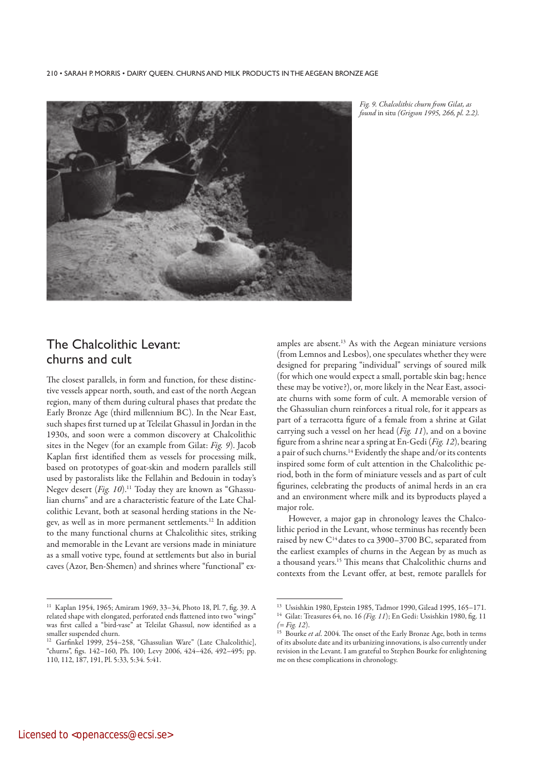*Fig. 9. Chalcolithic churn from Gilat, as found* in situ *(Grigson 1995, 266, pl. 2.2).*

## The Chalcolithic Levant: churns and cult

The closest parallels, in form and function, for these distinctive vessels appear north, south, and east of the north Aegean region, many of them during cultural phases that predate the Early Bronze Age (third millennium BC). In the Near East, such shapes first turned up at Teleilat Ghassul in Jordan in the 1930s, and soon were a common discovery at Chalcolithic sites in the Negev (for an example from Gilat: *Fig. 9*). Jacob Kaplan first identified them as vessels for processing milk, based on prototypes of goat-skin and modern parallels still used by pastoralists like the Fellahin and Bedouin in today's Negev desert (*Fig. 10*).[11] Today they are known as "Ghassulian churns" and are a characteristic feature of the Late Chalcolithic Levant, both at seasonal herding stations in the Negev, as well as in more permanent settlements.[12] In addition to the many functional churns at Chalcolithic sites, striking and memorable in the Levant are versions made in miniature as a small votive type, found at settlements but also in burial caves (Azor, Ben-Shemen) and shrines where "functional" examples are absent.[13] As with the Aegean miniature versions (from Lemnos and Lesbos), one speculates whether they were designed for preparing "individual" servings of soured milk (for which one would expect a small, portable skin bag; hence these may be votive?), or, more likely in the Near East, associate churns with some form of cult. A memorable version of the Ghassulian churn reinforces a ritual role, for it appears as part of a terracotta figure of a female from a shrine at Gilat carrying such a vessel on her head (*Fig. 11*), and on a bovine figure from a shrine near a spring at En-Gedi (*Fig. 12*), bearing a pair of such churns.[14] Evidently the shape and/or its contents inspired some form of cult attention in the Chalcolithic period, both in the form of miniature vessels and as part of cult figurines, celebrating the products of animal herds in an era and an environment where milk and its byproducts played a major role.

However, a major gap in chronology leaves the Chalcolithic period in the Levant, whose terminus has recently been raised by new $C^{14}$ dates to ca 3900–3700 BC, separated from the earliest examples of churns in the Aegean by as much as a thousand years.[15] This means that Chalcolithic churns and contexts from the Levant offer, at best, remote parallels for

---

[11] Kaplan 1954, 1965; Amiram 1969, 33–34, Photo 18, Pl. 7, fig. 39. A related shape with elongated, perforated ends flattened into two "wings" was first called a "bird-vase" at Teleilat Ghassul, now identified as a smaller suspended churn.

[12] Garfinkel 1999, 254–258, "Ghassulian Ware" (Late Chalcolithic], "churns", figs. 142–160, Ph. 100; Levy 2006, 424–426, 492–495; pp. 110, 112, 187, 191, Pl. 5:33, 5:34. 5:41.

[13] Ussishkin 1980, Epstein 1985, Tadmor 1990, Gilead 1995, 165–171.

[14] Gilat: Treasures 64, no. 16 *(Fig. 11)*; En Gedi: Ussishkin 1980, fig. 11 *(= Fig. 12)*.

[15] Bourke *et al*. 2004. The onset of the Early Bronze Age, both in terms of its absolute date and its urbanizing innovations, is also currently under revision in the Levant. I am grateful to Stephen Bourke for enlightening me on these complications in chronology.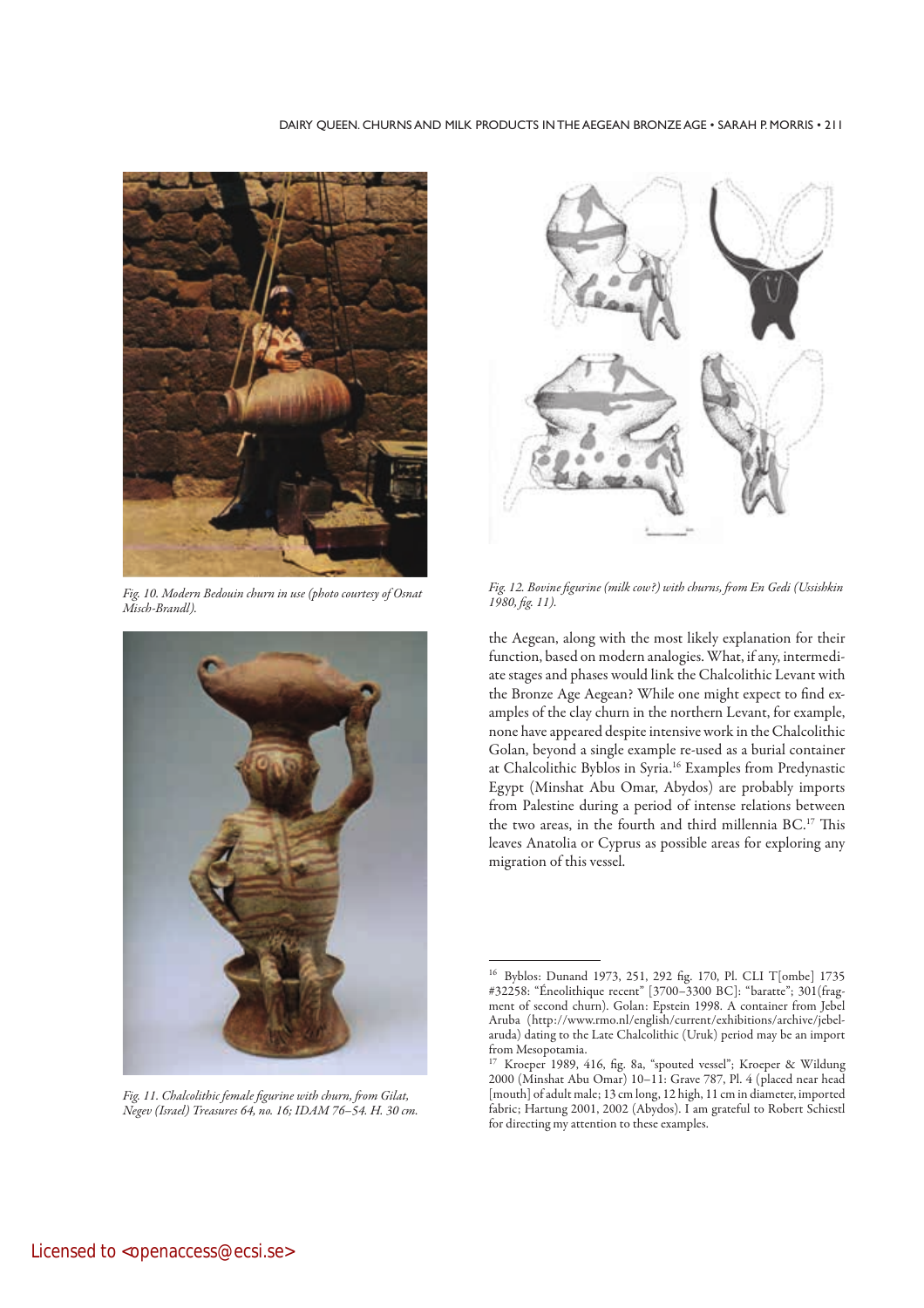*Fig. 10. Modern Bedouin churn in use (photo courtesy of Osnat Misch-Brandl).*

*Fig. 11. Chalcolithic female figurine with churn, from Gilat, Negev (Israel) Treasures 64, no. 16; IDAM 76–54. H. 30 cm.*

*Fig. 12. Bovine figurine (milk cow?) with churns, from En Gedi (Ussishkin 1980, fig. 11).*

the Aegean, along with the most likely explanation for their function, based on modern analogies. What, if any, intermediate stages and phases would link the Chalcolithic Levant with the Bronze Age Aegean? While one might expect to find examples of the clay churn in the northern Levant, for example, none have appeared despite intensive work in the Chalcolithic Golan, beyond a single example re-used as a burial container at Chalcolithic Byblos in Syria.[16] Examples from Predynastic Egypt (Minshat Abu Omar, Abydos) are probably imports from Palestine during a period of intense relations between the two areas, in the fourth and third millennia BC.[17] This leaves Anatolia or Cyprus as possible areas for exploring any migration of this vessel.

---

[16] Byblos: Dunand 1973, 251, 292 fig. 170, Pl. CLI T[ombe] 1735 #32258: "Énéolithique recent" [3700–3300 BC]: "baratte"; 301(fragment of second churn). Golan: Epstein 1998. A container from Jebel Aruba (http://www.rmo.nl/english/current/exhibitions/archive/jebel-aruda) dating to the Late Chalcolithic (Uruk) period may be an import from Mesopotamia.

[17] Kroeper 1989, 416, fig. 8a, "spouted vessel"; Kroeper & Wildung 2000 (Minshat Abu Omar) 10–11: Grave 787, Pl. 4 (placed near head [mouth] of adult male; 13 cm long, 12 high, 11 cm in diameter, imported fabric; Hartung 2001, 2002 (Abydos). I am grateful to Robert Schiestl for directing my attention to these examples.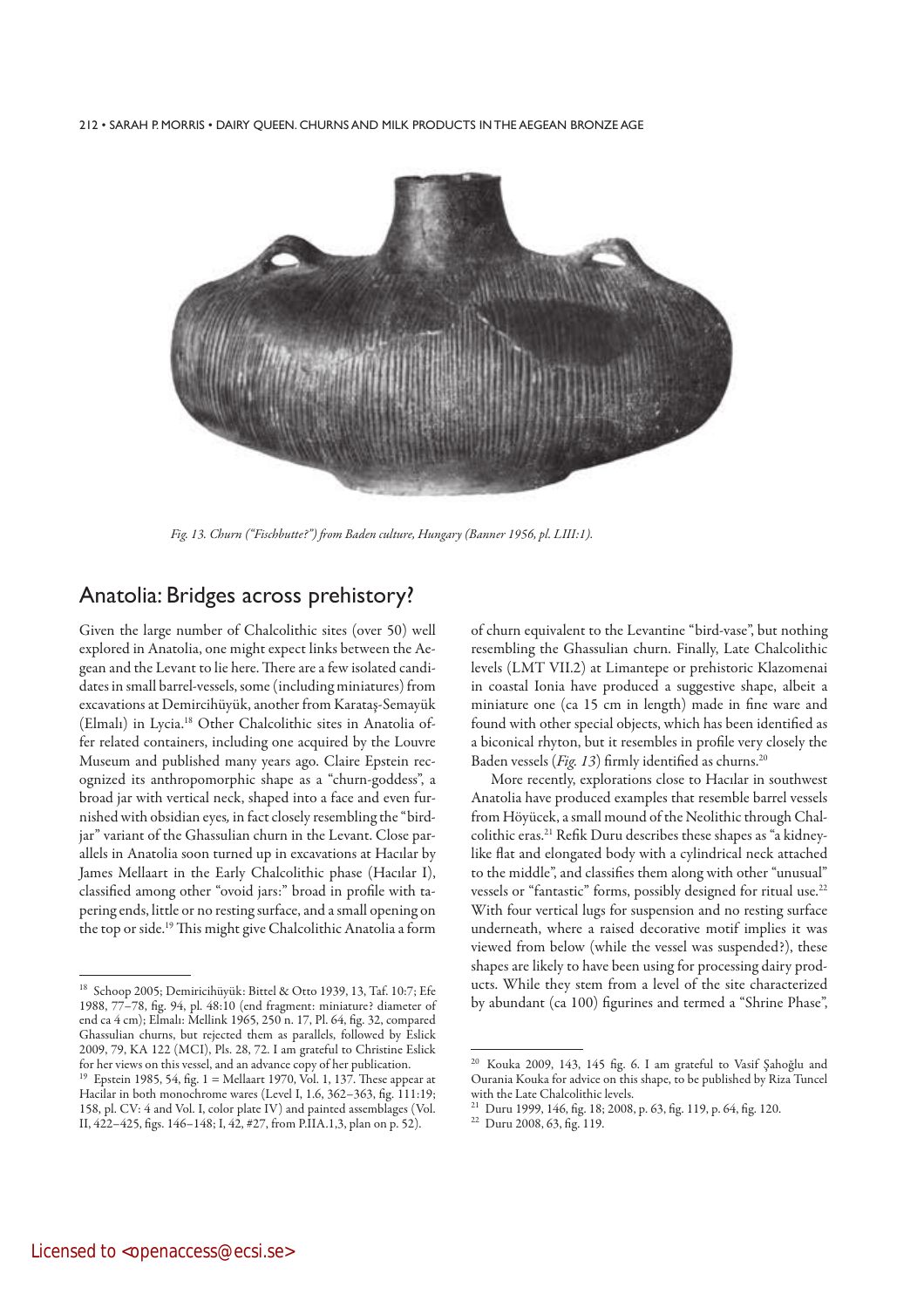*Fig. 13. Churn ("Fischbutte?") from Baden culture, Hungary (Banner 1956, pl. LIII:1).*

## Anatolia: Bridges across prehistory?

Given the large number of Chalcolithic sites (over 50) well explored in Anatolia, one might expect links between the Aegean and the Levant to lie here. There are a few isolated candidates in small barrel-vessels, some (including miniatures) from excavations at Demircihüyük, another from Karataş-Semayük (Elmalı) in Lycia.[18] Other Chalcolithic sites in Anatolia offer related containers, including one acquired by the Louvre Museum and published many years ago. Claire Epstein recognized its anthropomorphic shape as a "churn-goddess", a broad jar with vertical neck, shaped into a face and even furnished with obsidian eyes, in fact closely resembling the "bird-jar" variant of the Ghassulian churn in the Levant. Close parallels in Anatolia soon turned up in excavations at Hacılar by James Mellaart in the Early Chalcolithic phase (Hacılar I), classified among other "ovoid jars:" broad in profile with tapering ends, little or no resting surface, and a small opening on the top or side.[19] This might give Chalcolithic Anatolia a form of churn equivalent to the Levantine "bird-vase", but nothing resembling the Ghassulian churn. Finally, Late Chalcolithic levels (LMT VII.2) at Limantepe or prehistoric Klazomenai in coastal Ionia have produced a suggestive shape, albeit a miniature one (ca 15 cm in length) made in fine ware and found with other special objects, which has been identified as a biconical rhyton, but it resembles in profile very closely the Baden vessels (*Fig. 13*) firmly identified as churns.[20]

More recently, explorations close to Hacılar in southwest Anatolia have produced examples that resemble barrel vessels from Höyücek, a small mound of the Neolithic through Chalcolithic eras.[21] Refik Duru describes these shapes as "a kidney-like flat and elongated body with a cylindrical neck attached to the middle", and classifies them along with other "unusual" vessels or "fantastic" forms, possibly designed for ritual use.[22] With four vertical lugs for suspension and no resting surface underneath, where a raised decorative motif implies it was viewed from below (while the vessel was suspended?), these shapes are likely to have been using for processing dairy products. While they stem from a level of the site characterized by abundant (ca 100) figurines and termed a "Shrine Phase",

---

[18] Schoop 2005; Demiricihüyük: Bittel & Otto 1939, 13, Taf. 10:7; Efe 1988, 77–78, fig. 94, pl. 48:10 (end fragment: miniature? diameter of end ca 4 cm); Elmalı: Mellink 1965, 250 n. 17, Pl. 64, fig. 32, compared Ghassulian churns, but rejected them as parallels, followed by Eslick 2009, 79, KA 122 (MCI), Pls. 28, 72. I am grateful to Christine Eslick for her views on this vessel, and an advance copy of her publication.

[19] Epstein 1985, 54, fig. 1 = Mellaart 1970, Vol. 1, 137. These appear at Hacilar in both monochrome wares (Level I, 1.6, 362–363, fig. 111:19; 158, pl. CV: 4 and Vol. I, color plate IV) and painted assemblages (Vol. II, 422–425, figs. 146–148; I, 42, #27, from P.IIA.1,3, plan on p. 52).

[20] Kouka 2009, 143, 145 fig. 6. I am grateful to Vasif Şahoğlu and Ourania Kouka for advice on this shape, to be published by Riza Tuncel with the Late Chalcolithic levels.

[21] Duru 1999, 146, fig. 18; 2008, p. 63, fig. 119, p. 64, fig. 120.

[22] Duru 2008, 63, fig. 119.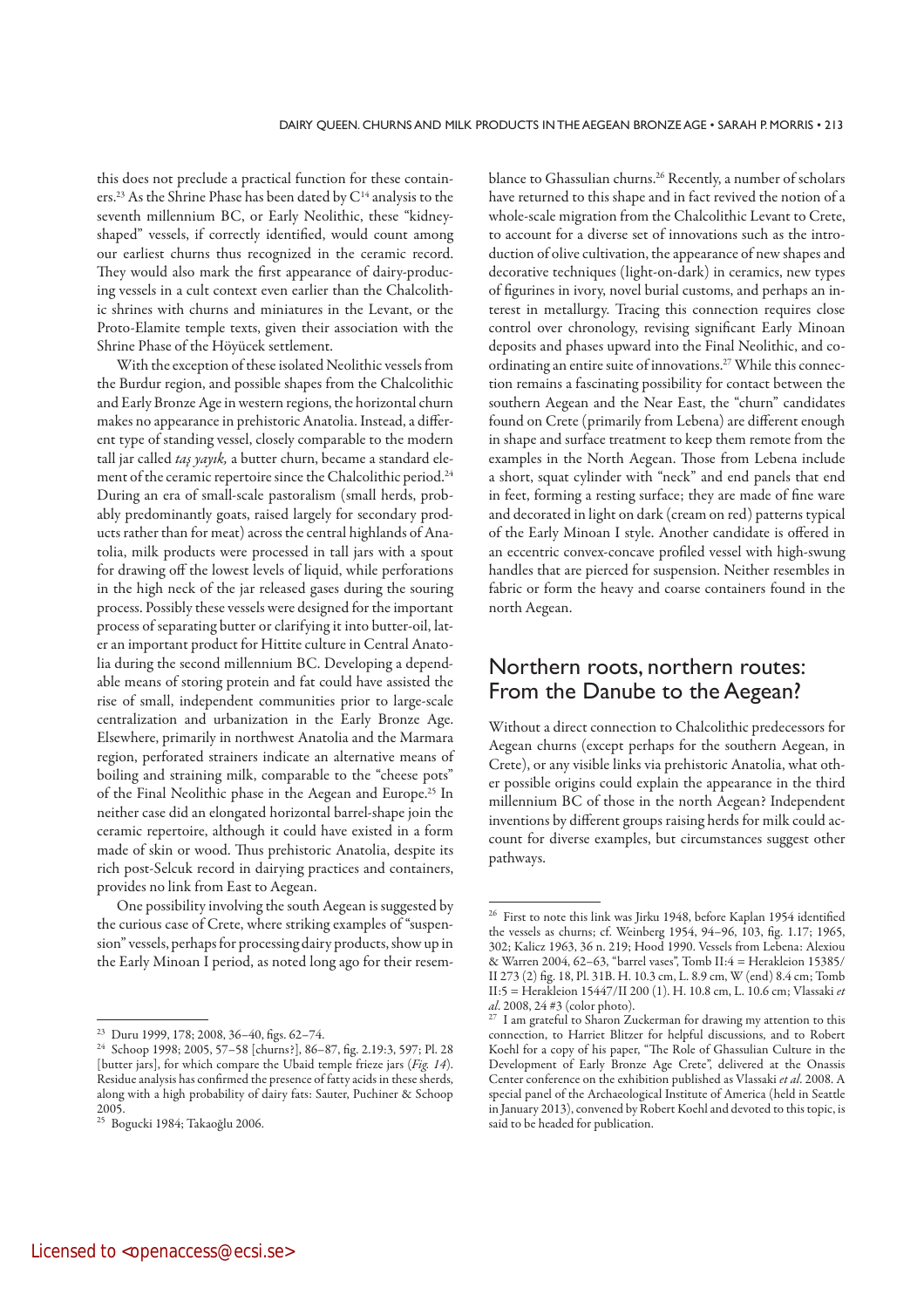this does not preclude a practical function for these containers.[23] As the Shrine Phase has been dated by $C^{14}$ analysis to the seventh millennium BC, or Early Neolithic, these "kidney-shaped" vessels, if correctly identified, would count among our earliest churns thus recognized in the ceramic record. They would also mark the first appearance of dairy-producing vessels in a cult context even earlier than the Chalcolithic shrines with churns and miniatures in the Levant, or the Proto-Elamite temple texts, given their association with the Shrine Phase of the Höyücek settlement.

With the exception of these isolated Neolithic vessels from the Burdur region, and possible shapes from the Chalcolithic and Early Bronze Age in western regions, the horizontal churn makes no appearance in prehistoric Anatolia. Instead, a different type of standing vessel, closely comparable to the modern tall jar called *taş yayık,* a butter churn, became a standard element of the ceramic repertoire since the Chalcolithic period.[24] During an era of small-scale pastoralism (small herds, probably predominantly goats, raised largely for secondary products rather than for meat) across the central highlands of Anatolia, milk products were processed in tall jars with a spout for drawing off the lowest levels of liquid, while perforations in the high neck of the jar released gases during the souring process. Possibly these vessels were designed for the important process of separating butter or clarifying it into butter-oil, later an important product for Hittite culture in Central Anatolia during the second millennium BC. Developing a dependable means of storing protein and fat could have assisted the rise of small, independent communities prior to large-scale centralization and urbanization in the Early Bronze Age. Elsewhere, primarily in northwest Anatolia and the Marmara region, perforated strainers indicate an alternative means of boiling and straining milk, comparable to the "cheese pots" of the Final Neolithic phase in the Aegean and Europe.[25] In neither case did an elongated horizontal barrel-shape join the ceramic repertoire, although it could have existed in a form made of skin or wood. Thus prehistoric Anatolia, despite its rich post-Selcuk record in dairying practices and containers, provides no link from East to Aegean.

One possibility involving the south Aegean is suggested by the curious case of Crete, where striking examples of "suspension" vessels, perhaps for processing dairy products, show up in the Early Minoan I period, as noted long ago for their resemblance to Ghassulian churns.[26] Recently, a number of scholars have returned to this shape and in fact revived the notion of a whole-scale migration from the Chalcolithic Levant to Crete, to account for a diverse set of innovations such as the introduction of olive cultivation, the appearance of new shapes and decorative techniques (light-on-dark) in ceramics, new types of figurines in ivory, novel burial customs, and perhaps an interest in metallurgy. Tracing this connection requires close control over chronology, revising significant Early Minoan deposits and phases upward into the Final Neolithic, and coordinating an entire suite of innovations.[27] While this connection remains a fascinating possibility for contact between the southern Aegean and the Near East, the "churn" candidates found on Crete (primarily from Lebena) are different enough in shape and surface treatment to keep them remote from the examples in the North Aegean. Those from Lebena include a short, squat cylinder with "neck" and end panels that end in feet, forming a resting surface; they are made of fine ware and decorated in light on dark (cream on red) patterns typical of the Early Minoan I style. Another candidate is offered in an eccentric convex-concave profiled vessel with high-swung handles that are pierced for suspension. Neither resembles in fabric or form the heavy and coarse containers found in the north Aegean.

## Northern roots, northern routes: From the Danube to the Aegean?

Without a direct connection to Chalcolithic predecessors for Aegean churns (except perhaps for the southern Aegean, in Crete), or any visible links via prehistoric Anatolia, what other possible origins could explain the appearance in the third millennium BC of those in the north Aegean? Independent inventions by different groups raising herds for milk could account for diverse examples, but circumstances suggest other pathways.

---

[23] Duru 1999, 178; 2008, 36–40, figs. 62–74.

[24] Schoop 1998; 2005, 57–58 [churns?], 86–87, fig. 2.19:3, 597; Pl. 28 [butter jars], for which compare the Ubaid temple frieze jars (*Fig. 14*). Residue analysis has confirmed the presence of fatty acids in these sherds, along with a high probability of dairy fats: Sauter, Puchiner & Schoop 2005.

[25] Bogucki 1984; Takaoğlu 2006.

[26] First to note this link was Jirku 1948, before Kaplan 1954 identified the vessels as churns; cf. Weinberg 1954, 94–96, 103, fig. 1.17; 1965, 302; Kalicz 1963, 36 n. 219; Hood 1990. Vessels from Lebena: Alexiou & Warren 2004, 62–63, "barrel vases", Tomb II:4 = Herakleion 15385/II 273 (2) fig. 18, Pl. 31B. H. 10.3 cm, L. 8.9 cm, W (end) 8.4 cm; Tomb II:5 = Herakleion 15447/II 200 (1). H. 10.8 cm, L. 10.6 cm; Vlassaki *et al*. 2008, 24 #3 (color photo).

[27] I am grateful to Sharon Zuckerman for drawing my attention to this connection, to Harriet Blitzer for helpful discussions, and to Robert Koehl for a copy of his paper, "The Role of Ghassulian Culture in the Development of Early Bronze Age Crete", delivered at the Onassis Center conference on the exhibition published as Vlassaki *et al*. 2008. A special panel of the Archaeological Institute of America (held in Seattle in January 2013), convened by Robert Koehl and devoted to this topic, is said to be headed for publication.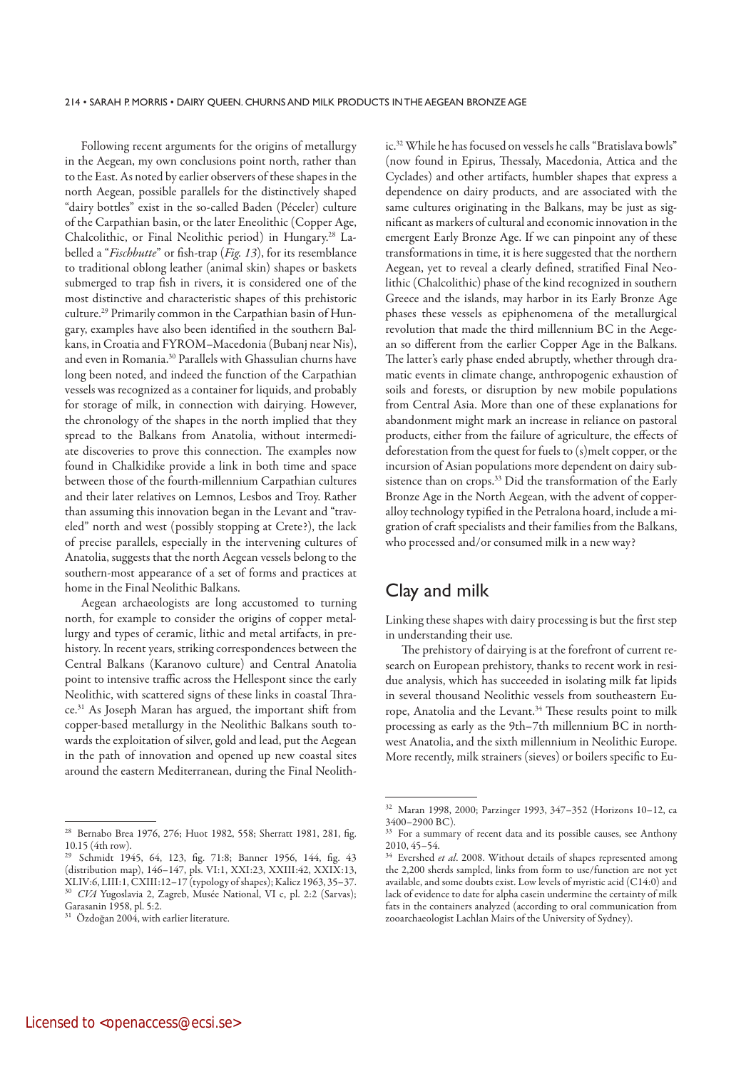Following recent arguments for the origins of metallurgy in the Aegean, my own conclusions point north, rather than to the East. As noted by earlier observers of these shapes in the north Aegean, possible parallels for the distinctively shaped "dairy bottles" exist in the so-called Baden (Péceler) culture of the Carpathian basin, or the later Eneolithic (Copper Age, Chalcolithic, or Final Neolithic period) in Hungary.[28] Labelled a "*Fischbutte*" or fish-trap (*Fig. 13*), for its resemblance to traditional oblong leather (animal skin) shapes or baskets submerged to trap fish in rivers, it is considered one of the most distinctive and characteristic shapes of this prehistoric culture.[29] Primarily common in the Carpathian basin of Hungary, examples have also been identified in the southern Balkans, in Croatia and FYROM–Macedonia (Bubanj near Nis), and even in Romania.[30] Parallels with Ghassulian churns have long been noted, and indeed the function of the Carpathian vessels was recognized as a container for liquids, and probably for storage of milk, in connection with dairying. However, the chronology of the shapes in the north implied that they spread to the Balkans from Anatolia, without intermediate discoveries to prove this connection. The examples now found in Chalkidike provide a link in both time and space between those of the fourth-millennium Carpathian cultures and their later relatives on Lemnos, Lesbos and Troy. Rather than assuming this innovation began in the Levant and "traveled" north and west (possibly stopping at Crete?), the lack of precise parallels, especially in the intervening cultures of Anatolia, suggests that the north Aegean vessels belong to the southern-most appearance of a set of forms and practices at home in the Final Neolithic Balkans.

Aegean archaeologists are long accustomed to turning north, for example to consider the origins of copper metallurgy and types of ceramic, lithic and metal artifacts, in prehistory. In recent years, striking correspondences between the Central Balkans (Karanovo culture) and Central Anatolia point to intensive traffic across the Hellespont since the early Neolithic, with scattered signs of these links in coastal Thrace.[31] As Joseph Maran has argued, the important shift from copper-based metallurgy in the Neolithic Balkans south towards the exploitation of silver, gold and lead, put the Aegean in the path of innovation and opened up new coastal sites around the eastern Mediterranean, during the Final Neolithic.[32] While he has focused on vessels he calls "Bratislava bowls" (now found in Epirus, Thessaly, Macedonia, Attica and the Cyclades) and other artifacts, humbler shapes that express a dependence on dairy products, and are associated with the same cultures originating in the Balkans, may be just as significant as markers of cultural and economic innovation in the emergent Early Bronze Age. If we can pinpoint any of these transformations in time, it is here suggested that the northern Aegean, yet to reveal a clearly defined, stratified Final Neolithic (Chalcolithic) phase of the kind recognized in southern Greece and the islands, may harbor in its Early Bronze Age phases these vessels as epiphenomena of the metallurgical revolution that made the third millennium BC in the Aegean so different from the earlier Copper Age in the Balkans. The latter's early phase ended abruptly, whether through dramatic events in climate change, anthropogenic exhaustion of soils and forests, or disruption by new mobile populations from Central Asia. More than one of these explanations for abandonment might mark an increase in reliance on pastoral products, either from the failure of agriculture, the effects of deforestation from the quest for fuels to (s)melt copper, or the incursion of Asian populations more dependent on dairy subsistence than on crops.[33] Did the transformation of the Early Bronze Age in the North Aegean, with the advent of copper-alloy technology typified in the Petralona hoard, include a migration of craft specialists and their families from the Balkans, who processed and/or consumed milk in a new way?

## Clay and milk

Linking these shapes with dairy processing is but the first step in understanding their use.

The prehistory of dairying is at the forefront of current research on European prehistory, thanks to recent work in residue analysis, which has succeeded in isolating milk fat lipids in several thousand Neolithic vessels from southeastern Europe, Anatolia and the Levant.[34] These results point to milk processing as early as the 9th–7th millennium BC in northwest Anatolia, and the sixth millennium in Neolithic Europe. More recently, milk strainers (sieves) or boilers specific to Eu-

---

[28] Bernabo Brea 1976, 276; Huot 1982, 558; Sherratt 1981, 281, fig. 10.15 (4th row).

[29] Schmidt 1945, 64, 123, fig. 71:8; Banner 1956, 144, fig. 43 (distribution map), 146–147, pls. VI:1, XXI:23, XXIII:42, XXIX:13, XLIV:6, LIII:1, CXIII:12–17 (typology of shapes); Kalicz 1963, 35–37.

[30] *CVA* Yugoslavia 2, Zagreb, Musée National, VI c, pl. 2:2 (Sarvas); Garasanin 1958, pl. 5:2.

[31] Özdoğan 2004, with earlier literature.

[32] Maran 1998, 2000; Parzinger 1993, 347–352 (Horizons 10–12, ca 3400–2900 BC).

[33] For a summary of recent data and its possible causes, see Anthony 2010, 45–54.

[34] Evershed *et al*. 2008. Without details of shapes represented among the 2,200 sherds sampled, links from form to use/function are not yet available, and some doubts exist. Low levels of myristic acid (C14:0) and lack of evidence to date for alpha casein undermine the certainty of milk fats in the containers analyzed (according to oral communication from zooarchaeologist Lachlan Mairs of the University of Sydney).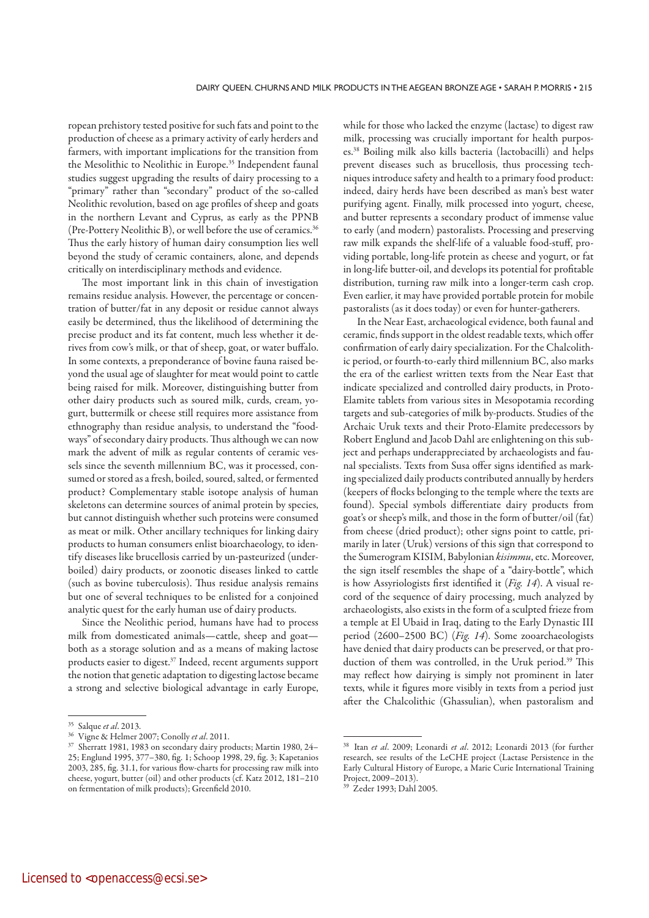ropean prehistory tested positive for such fats and point to the production of cheese as a primary activity of early herders and farmers, with important implications for the transition from the Mesolithic to Neolithic in Europe.[35] Independent faunal studies suggest upgrading the results of dairy processing to a "primary" rather than "secondary" product of the so-called Neolithic revolution, based on age profiles of sheep and goats in the northern Levant and Cyprus, as early as the PPNB (Pre-Pottery Neolithic B), or well before the use of ceramics.[36] Thus the early history of human dairy consumption lies well beyond the study of ceramic containers, alone, and depends critically on interdisciplinary methods and evidence.

The most important link in this chain of investigation remains residue analysis. However, the percentage or concentration of butter/fat in any deposit or residue cannot always easily be determined, thus the likelihood of determining the precise product and its fat content, much less whether it derives from cow's milk, or that of sheep, goat, or water buffalo. In some contexts, a preponderance of bovine fauna raised beyond the usual age of slaughter for meat would point to cattle being raised for milk. Moreover, distinguishing butter from other dairy products such as soured milk, curds, cream, yogurt, buttermilk or cheese still requires more assistance from ethnography than residue analysis, to understand the "foodways" of secondary dairy products. Thus although we can now mark the advent of milk as regular contents of ceramic vessels since the seventh millennium BC, was it processed, consumed or stored as a fresh, boiled, soured, salted, or fermented product? Complementary stable isotope analysis of human skeletons can determine sources of animal protein by species, but cannot distinguish whether such proteins were consumed as meat or milk. Other ancillary techniques for linking dairy products to human consumers enlist bioarchaeology, to identify diseases like brucellosis carried by un-pasteurized (underboiled) dairy products, or zoonotic diseases linked to cattle (such as bovine tuberculosis). Thus residue analysis remains but one of several techniques to be enlisted for a conjoined analytic quest for the early human use of dairy products.

Since the Neolithic period, humans have had to process milk from domesticated animals—cattle, sheep and goat—both as a storage solution and as a means of making lactose products easier to digest.[37] Indeed, recent arguments support the notion that genetic adaptation to digesting lactose became a strong and selective biological advantage in early Europe, while for those who lacked the enzyme (lactase) to digest raw milk, processing was crucially important for health purposes.[38] Boiling milk also kills bacteria (lactobacilli) and helps prevent diseases such as brucellosis, thus processing techniques introduce safety and health to a primary food product: indeed, dairy herds have been described as man's best water purifying agent. Finally, milk processed into yogurt, cheese, and butter represents a secondary product of immense value to early (and modern) pastoralists. Processing and preserving raw milk expands the shelf-life of a valuable food-stuff, providing portable, long-life protein as cheese and yogurt, or fat in long-life butter-oil, and develops its potential for profitable distribution, turning raw milk into a longer-term cash crop. Even earlier, it may have provided portable protein for mobile pastoralists (as it does today) or even for hunter-gatherers.

In the Near East, archaeological evidence, both faunal and ceramic, finds support in the oldest readable texts, which offer confirmation of early dairy specialization. For the Chalcolithic period, or fourth-to-early third millennium BC, also marks the era of the earliest written texts from the Near East that indicate specialized and controlled dairy products, in Proto-Elamite tablets from various sites in Mesopotamia recording targets and sub-categories of milk by-products. Studies of the Archaic Uruk texts and their Proto-Elamite predecessors by Robert Englund and Jacob Dahl are enlightening on this subject and perhaps underappreciated by archaeologists and faunal specialists. Texts from Susa offer signs identified as marking specialized daily products contributed annually by herders (keepers of flocks belonging to the temple where the texts are found). Special symbols differentiate dairy products from goat's or sheep's milk, and those in the form of butter/oil (fat) from cheese (dried product); other signs point to cattle, primarily in later (Uruk) versions of this sign that correspond to the Sumerogram KISIM, Babylonian *kisimmu*, etc. Moreover, the sign itself resembles the shape of a "dairy-bottle", which is how Assyriologists first identified it (*Fig. 14*). A visual record of the sequence of dairy processing, much analyzed by archaeologists, also exists in the form of a sculpted frieze from a temple at El Ubaid in Iraq, dating to the Early Dynastic III period (2600–2500 BC) (*Fig. 14*). Some zooarchaeologists have denied that dairy products can be preserved, or that production of them was controlled, in the Uruk period.[39] This may reflect how dairying is simply not prominent in later texts, while it figures more visibly in texts from a period just after the Chalcolithic (Ghassulian), when pastoralism and

---

[35] Salque *et al*. 2013.

[36] Vigne & Helmer 2007; Conolly *et al*. 2011.

[37] Sherratt 1981, 1983 on secondary dairy products; Martin 1980, 24–25; Englund 1995, 377–380, fig. 1; Schoop 1998, 29, fig. 3; Kapetanios 2003, 285, fig. 31.1, for various flow-charts for processing raw milk into cheese, yogurt, butter (oil) and other products (cf. Katz 2012, 181–210 on fermentation of milk products); Greenfield 2010.

[38] Itan *et al*. 2009; Leonardi *et al*. 2012; Leonardi 2013 (for further research, see results of the LeCHE project (Lactase Persistence in the Early Cultural History of Europe, a Marie Curie International Training Project, 2009–2013).

[39] Zeder 1993; Dahl 2005.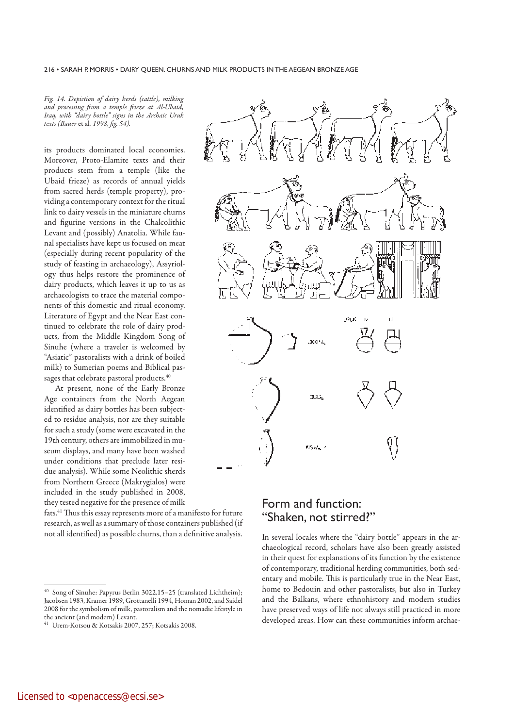*Fig. 14. Depiction of dairy herds (cattle), milking and processing from a temple frieze at Al-Ubaid, Iraq, with "dairy bottle" signs in the Archaic Uruk texts (Bauer* et al. *1998, fig. 54).*

URUK IV III

UKKIN

DUG

KISAL

its products dominated local economies. Moreover, Proto-Elamite texts and their products stem from a temple (like the Ubaid frieze) as records of annual yields from sacred herds (temple property), providing a contemporary context for the ritual link to dairy vessels in the miniature churns and figurine versions in the Chalcolithic Levant and (possibly) Anatolia. While faunal specialists have kept us focused on meat (especially during recent popularity of the study of feasting in archaeology), Assyriology thus helps restore the prominence of dairy products, which leaves it up to us as archaeologists to trace the material components of this domestic and ritual economy. Literature of Egypt and the Near East continued to celebrate the role of dairy products, from the Middle Kingdom Song of Sinuhe (where a traveler is welcomed by "Asiatic" pastoralists with a drink of boiled milk) to Sumerian poems and Biblical passages that celebrate pastoral products.[40]

At present, none of the Early Bronze Age containers from the North Aegean identified as dairy bottles has been subjected to residue analysis, nor are they suitable for such a study (some were excavated in the 19th century, others are immobilized in museum displays, and many have been washed under conditions that preclude later residue analysis). While some Neolithic sherds from Northern Greece (Makrygialos) were included in the study published in 2008, they tested negative for the presence of milk fats.[41] Thus this essay represents more of a manifesto for future research, as well as a summary of those containers published (if not all identified) as possible churns, than a definitive analysis.

## Form and function: "Shaken, not stirred?"

In several locales where the "dairy bottle" appears in the archaeological record, scholars have also been greatly assisted in their quest for explanations of its function by the existence of contemporary, traditional herding communities, both sedentary and mobile. This is particularly true in the Near East, home to Bedouin and other pastoralists, but also in Turkey and the Balkans, where ethnohistory and modern studies have preserved ways of life not always still practiced in more developed areas. How can these communities inform archae-

---

[40] Song of Sinuhe: Papyrus Berlin 3022.15–25 (translated Lichtheim); Jacobsen 1983, Kramer 1989, Grottanelli 1994, Homan 2002, and Saidel 2008 for the symbolism of milk, pastoralism and the nomadic lifestyle in the ancient (and modern) Levant.

[41] Urem-Kotsou & Kotsakis 2007, 257; Kotsakis 2008.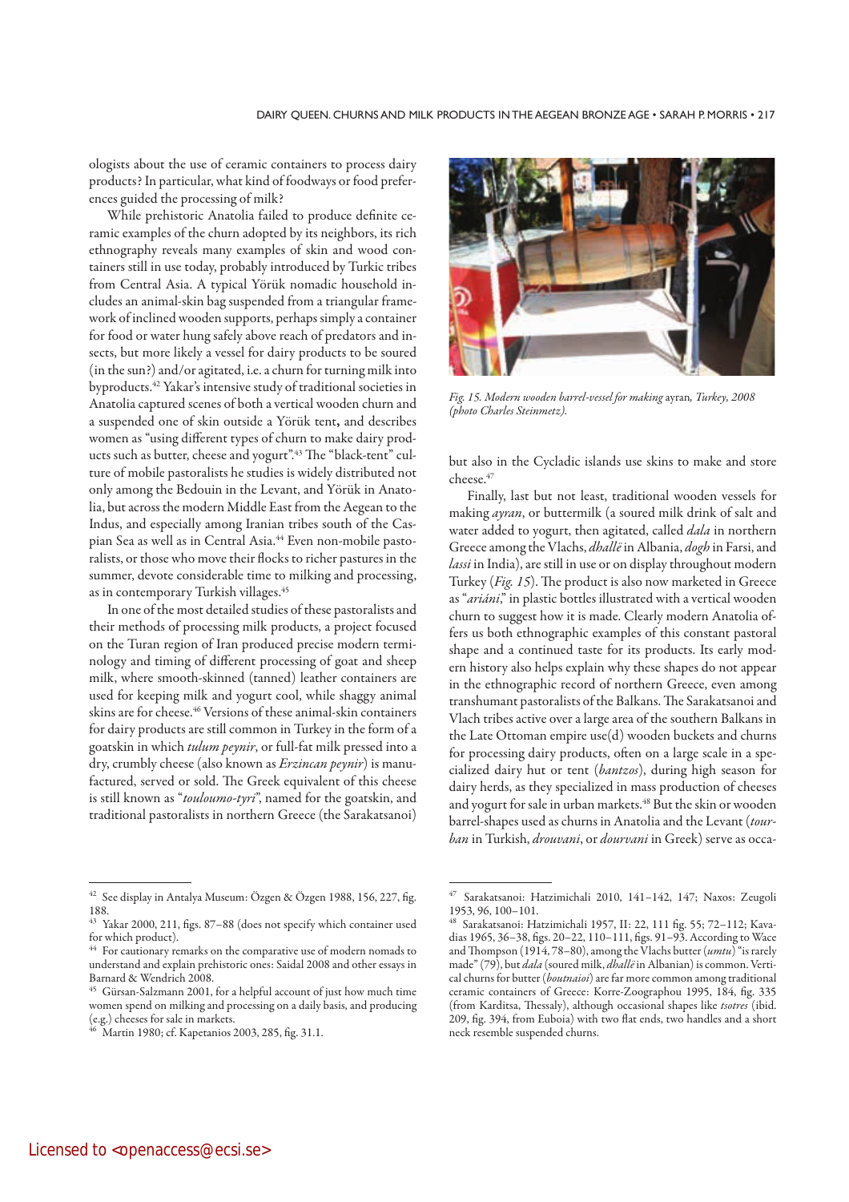ologists about the use of ceramic containers to process dairy products? In particular, what kind of foodways or food preferences guided the processing of milk?

While prehistoric Anatolia failed to produce definite ceramic examples of the churn adopted by its neighbors, its rich ethnography reveals many examples of skin and wood containers still in use today, probably introduced by Turkic tribes from Central Asia. A typical Yörük nomadic household includes an animal-skin bag suspended from a triangular framework of inclined wooden supports, perhaps simply a container for food or water hung safely above reach of predators and insects, but more likely a vessel for dairy products to be soured (in the sun?) and/or agitated, i.e. a churn for turning milk into byproducts.[42] Yakar's intensive study of traditional societies in Anatolia captured scenes of both a vertical wooden churn and a suspended one of skin outside a Yörük tent, and describes women as "using different types of churn to make dairy products such as butter, cheese and yogurt".[43] The "black-tent" culture of mobile pastoralists he studies is widely distributed not only among the Bedouin in the Levant, and Yörük in Anatolia, but across the modern Middle East from the Aegean to the Indus, and especially among Iranian tribes south of the Caspian Sea as well as in Central Asia.[44] Even non-mobile pastoralists, or those who move their flocks to richer pastures in the summer, devote considerable time to milking and processing, as in contemporary Turkish villages.[45]

In one of the most detailed studies of these pastoralists and their methods of processing milk products, a project focused on the Turan region of Iran produced precise modern terminology and timing of different processing of goat and sheep milk, where smooth-skinned (tanned) leather containers are used for keeping milk and yogurt cool, while shaggy animal skins are for cheese.[46] Versions of these animal-skin containers for dairy products are still common in Turkey in the form of a goatskin in which *tulum peynir*, or full-fat milk pressed into a dry, crumbly cheese (also known as *Erzincan peynir*) is manufactured, served or sold. The Greek equivalent of this cheese is still known as "*touloumo-tyri*", named for the goatskin, and traditional pastoralists in northern Greece (the Sarakatsanoi) but also in the Cycladic islands use skins to make and store cheese.[47]

*Fig. 15. Modern wooden barrel-vessel for making* ayran*, Turkey, 2008 (photo Charles Steinmetz).*

Finally, last but not least, traditional wooden vessels for making *ayran*, or buttermilk (a soured milk drink of salt and water added to yogurt, then agitated, called *dala* in northern Greece among the Vlachs, *dhallë* in Albania, *dogh* in Farsi, and *lassi* in India), are still in use or on display throughout modern Turkey (*Fig. 15*). The product is also now marketed in Greece as "*ariáni*", in plastic bottles illustrated with a vertical wooden churn to suggest how it is made. Clearly modern Anatolia offers us both ethnographic examples of this constant pastoral shape and a continued taste for its products. Its early modern history also helps explain why these shapes do not appear in the ethnographic record of northern Greece, even among transhumant pastoralists of the Balkans. The Sarakatsanoi and Vlach tribes active over a large area of the southern Balkans in the Late Ottoman empire use(d) wooden buckets and churns for processing dairy products, often on a large scale in a specialized dairy hut or tent (*bantzos*), during high season for dairy herds, as they specialized in mass production of cheeses and yogurt for sale in urban markets.[48] But the skin or wooden barrel-shapes used as churns in Anatolia and the Levant (*tourban* in Turkish, *drouvani*, or *dourvani* in Greek) serve as occa-

---

[42] See display in Antalya Museum: Özgen & Özgen 1988, 156, 227, fig. 188.

[43] Yakar 2000, 211, figs. 87–88 (does not specify which container used for which product).

[44] For cautionary remarks on the comparative use of modern nomads to understand and explain prehistoric ones: Saidal 2008 and other essays in Barnard & Wendrich 2008.

[45] Gürsan-Salzmann 2001, for a helpful account of just how much time women spend on milking and processing on a daily basis, and producing (e.g.) cheeses for sale in markets.

[46] Martin 1980; cf. Kapetanios 2003, 285, fig. 31.1.

[47] Sarakatsanoi: Hatzimichali 2010, 141–142, 147; Naxos: Zeugoli 1953, 96, 100–101.

[48] Sarakatsanoi: Hatzimichali 1957, II: 22, 111 fig. 55; 72–112; Kavadias 1965, 36–38, figs. 20–22, 110–111, figs. 91–93. According to Wace and Thompson (1914, 78–80), among the Vlachs butter (*umtu*) "is rarely made" (79), but *dala* (soured milk, *dhallë* in Albanian) is common. Vertical churns for butter (*boutnaioi*) are far more common among traditional ceramic containers of Greece: Korre-Zoographou 1995, 184, fig. 335 (from Karditsa, Thessaly), although occasional shapes like *tsotres* (ibid. 209, fig. 394, from Euboia) with two flat ends, two handles and a short neck resemble suspended churns.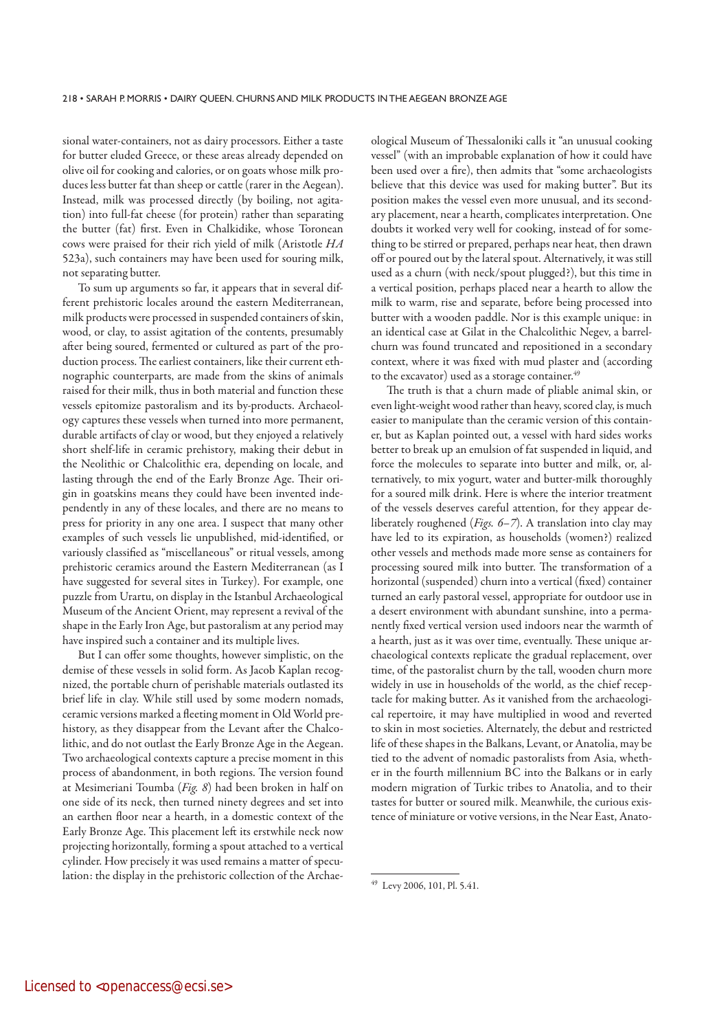sional water-containers, not as dairy processors. Either a taste for butter eluded Greece, or these areas already depended on olive oil for cooking and calories, or on goats whose milk produces less butter fat than sheep or cattle (rarer in the Aegean). Instead, milk was processed directly (by boiling, not agitation) into full-fat cheese (for protein) rather than separating the butter (fat) first. Even in Chalkidike, whose Toronean cows were praised for their rich yield of milk (Aristotle *HA* 523a), such containers may have been used for souring milk, not separating butter.

To sum up arguments so far, it appears that in several different prehistoric locales around the eastern Mediterranean, milk products were processed in suspended containers of skin, wood, or clay, to assist agitation of the contents, presumably after being soured, fermented or cultured as part of the production process. The earliest containers, like their current ethnographic counterparts, are made from the skins of animals raised for their milk, thus in both material and function these vessels epitomize pastoralism and its by-products. Archaeology captures these vessels when turned into more permanent, durable artifacts of clay or wood, but they enjoyed a relatively short shelf-life in ceramic prehistory, making their debut in the Neolithic or Chalcolithic era, depending on locale, and lasting through the end of the Early Bronze Age. Their origin in goatskins means they could have been invented independently in any of these locales, and there are no means to press for priority in any one area. I suspect that many other examples of such vessels lie unpublished, mid-identified, or variously classified as "miscellaneous" or ritual vessels, among prehistoric ceramics around the Eastern Mediterranean (as I have suggested for several sites in Turkey). For example, one puzzle from Urartu, on display in the Istanbul Archaeological Museum of the Ancient Orient, may represent a revival of the shape in the Early Iron Age, but pastoralism at any period may have inspired such a container and its multiple lives.

But I can offer some thoughts, however simplistic, on the demise of these vessels in solid form. As Jacob Kaplan recognized, the portable churn of perishable materials outlasted its brief life in clay. While still used by some modern nomads, ceramic versions marked a fleeting moment in Old World prehistory, as they disappear from the Levant after the Chalcolithic, and do not outlast the Early Bronze Age in the Aegean. Two archaeological contexts capture a precise moment in this process of abandonment, in both regions. The version found at Mesimeriani Toumba (*Fig. 8*) had been broken in half on one side of its neck, then turned ninety degrees and set into an earthen floor near a hearth, in a domestic context of the Early Bronze Age. This placement left its erstwhile neck now projecting horizontally, forming a spout attached to a vertical cylinder. How precisely it was used remains a matter of speculation: the display in the prehistoric collection of the Archaeological Museum of Thessaloniki calls it "an unusual cooking vessel" (with an improbable explanation of how it could have been used over a fire), then admits that "some archaeologists believe that this device was used for making butter". But its position makes the vessel even more unusual, and its secondary placement, near a hearth, complicates interpretation. One doubts it worked very well for cooking, instead of for something to be stirred or prepared, perhaps near heat, then drawn off or poured out by the lateral spout. Alternatively, it was still used as a churn (with neck/spout plugged?), but this time in a vertical position, perhaps placed near a hearth to allow the milk to warm, rise and separate, before being processed into butter with a wooden paddle. Nor is this example unique: in an identical case at Gilat in the Chalcolithic Negev, a barrel-churn was found truncated and repositioned in a secondary context, where it was fixed with mud plaster and (according to the excavator) used as a storage container.[49]

The truth is that a churn made of pliable animal skin, or even light-weight wood rather than heavy, scored clay, is much easier to manipulate than the ceramic version of this container, but as Kaplan pointed out, a vessel with hard sides works better to break up an emulsion of fat suspended in liquid, and force the molecules to separate into butter and milk, or, alternatively, to mix yogurt, water and butter-milk thoroughly for a soured milk drink. Here is where the interior treatment of the vessels deserves careful attention, for they appear deliberately roughened (*Figs. 6–7*). A translation into clay may have led to its expiration, as households (women?) realized other vessels and methods made more sense as containers for processing soured milk into butter. The transformation of a horizontal (suspended) churn into a vertical (fixed) container turned an early pastoral vessel, appropriate for outdoor use in a desert environment with abundant sunshine, into a permanently fixed vertical version used indoors near the warmth of a hearth, just as it was over time, eventually. These unique archaeological contexts replicate the gradual replacement, over time, of the pastoralist churn by the tall, wooden churn more widely in use in households of the world, as the chief receptacle for making butter. As it vanished from the archaeological repertoire, it may have multiplied in wood and reverted to skin in most societies. Alternately, the debut and restricted life of these shapes in the Balkans, Levant, or Anatolia, may be tied to the advent of nomadic pastoralists from Asia, whether in the fourth millennium BC into the Balkans or in early modern migration of Turkic tribes to Anatolia, and to their tastes for butter or soured milk. Meanwhile, the curious existence of miniature or votive versions, in the Near East, Anato-

[49] Levy 2006, 101, Pl. 5.41.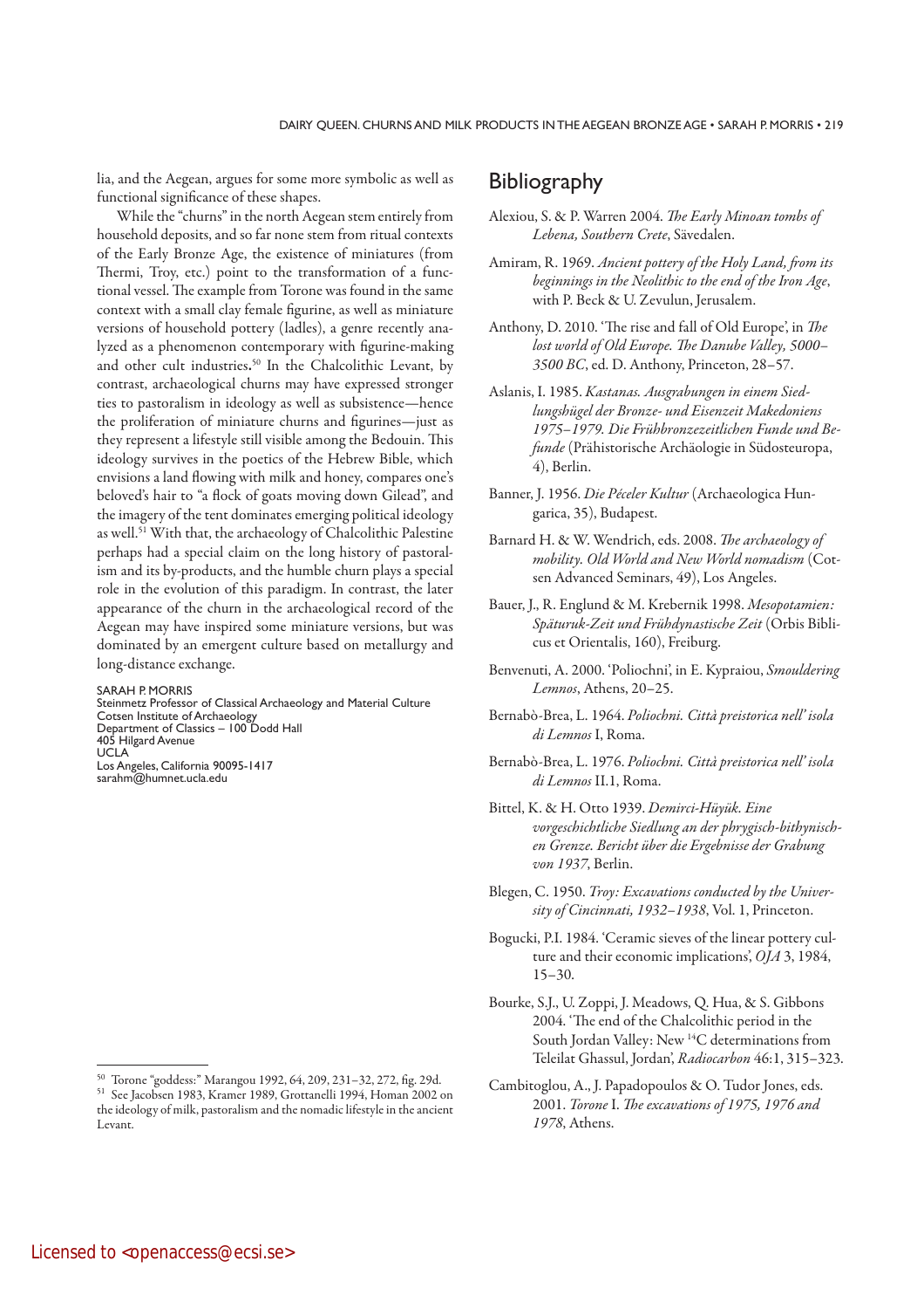lia, and the Aegean, argues for some more symbolic as well as functional significance of these shapes.

While the "churns" in the north Aegean stem entirely from household deposits, and so far none stem from ritual contexts of the Early Bronze Age, the existence of miniatures (from Thermi, Troy, etc.) point to the transformation of a functional vessel. The example from Torone was found in the same context with a small clay female figurine, as well as miniature versions of household pottery (ladles), a genre recently analyzed as a phenomenon contemporary with figurine-making and other cult industries.[50] In the Chalcolithic Levant, by contrast, archaeological churns may have expressed stronger ties to pastoralism in ideology as well as subsistence—hence the proliferation of miniature churns and figurines—just as they represent a lifestyle still visible among the Bedouin. This ideology survives in the poetics of the Hebrew Bible, which envisions a land flowing with milk and honey, compares one's beloved's hair to "a flock of goats moving down Gilead", and the imagery of the tent dominates emerging political ideology as well.[51] With that, the archaeology of Chalcolithic Palestine perhaps had a special claim on the long history of pastoralism and its by-products, and the humble churn plays a special role in the evolution of this paradigm. In contrast, the later appearance of the churn in the archaeological record of the Aegean may have inspired some miniature versions, but was dominated by an emergent culture based on metallurgy and long-distance exchange.

SARAH P. MORRIS
Steinmetz Professor of Classical Archaeology and Material Culture
Cotsen Institute of Archaeology
Department of Classics – 100 Dodd Hall
405 Hilgard Avenue
UCLA
Los Angeles, California 90095-1417
sarahm@humnet.ucla.edu

[50] Torone "goddess:" Marangou 1992, 64, 209, 231–32, 272, fig. 29d.

[51] See Jacobsen 1983, Kramer 1989, Grottanelli 1994, Homan 2002 on the ideology of milk, pastoralism and the nomadic lifestyle in the ancient Levant.

## Bibliography

Alexiou, S. & P. Warren 2004. *The Early Minoan tombs of Lebena, Southern Crete*, Sävedalen.

Amiram, R. 1969. *Ancient pottery of the Holy Land, from its beginnings in the Neolithic to the end of the Iron Age*, with P. Beck & U. Zevulun, Jerusalem.

Anthony, D. 2010. 'The rise and fall of Old Europe', in *The lost world of Old Europe. The Danube Valley, 5000–3500 BC*, ed. D. Anthony, Princeton, 28–57.

Aslanis, I. 1985. *Kastanas. Ausgrabungen in einem Siedlungshügel der Bronze- und Eisenzeit Makedoniens 1975–1979. Die Frühbronzezeitlichen Funde und Befunde* (Prähistorische Archäologie in Südosteuropa, 4), Berlin.

Banner, J. 1956. *Die Péceler Kultur* (Archaeologica Hungarica, 35), Budapest.

Barnard H. & W. Wendrich, eds. 2008. *The archaeology of mobility. Old World and New World nomadism* (Cotsen Advanced Seminars, 49), Los Angeles.

Bauer, J., R. Englund & M. Krebernik 1998. *Mesopotamien: Späturuk-Zeit und Frühdynastische Zeit* (Orbis Biblicus et Orientalis, 160), Freiburg.

Benvenuti, A. 2000. 'Poliochni', in E. Kypraiou, *Smouldering Lemnos*, Athens, 20–25.

Bernabò-Brea, L. 1964. *Poliochni. Città preistorica nell' isola di Lemnos* I, Roma.

Bernabò-Brea, L. 1976. *Poliochni. Città preistorica nell' isola di Lemnos* II.1, Roma.

Bittel, K. & H. Otto 1939. *Demirci-Hüyük. Eine vorgeschichtliche Siedlung an der phrygisch-bithynischen Grenze. Bericht über die Ergebnisse der Grabung von 1937*, Berlin.

Blegen, C. 1950. *Troy: Excavations conducted by the University of Cincinnati, 1932–1938*, Vol. 1, Princeton.

Bogucki, P.I. 1984. 'Ceramic sieves of the linear pottery culture and their economic implications', *OJA* 3, 1984, 15–30.

Bourke, S.J., U. Zoppi, J. Meadows, Q. Hua, & S. Gibbons 2004. 'The end of the Chalcolithic period in the South Jordan Valley: New $^{14}$C determinations from Teleilat Ghassul, Jordan', *Radiocarbon* 46:1, 315–323.

Cambitoglou, A., J. Papadopoulos & O. Tudor Jones, eds. 2001. *Torone* I. *The excavations of 1975, 1976 and 1978*, Athens.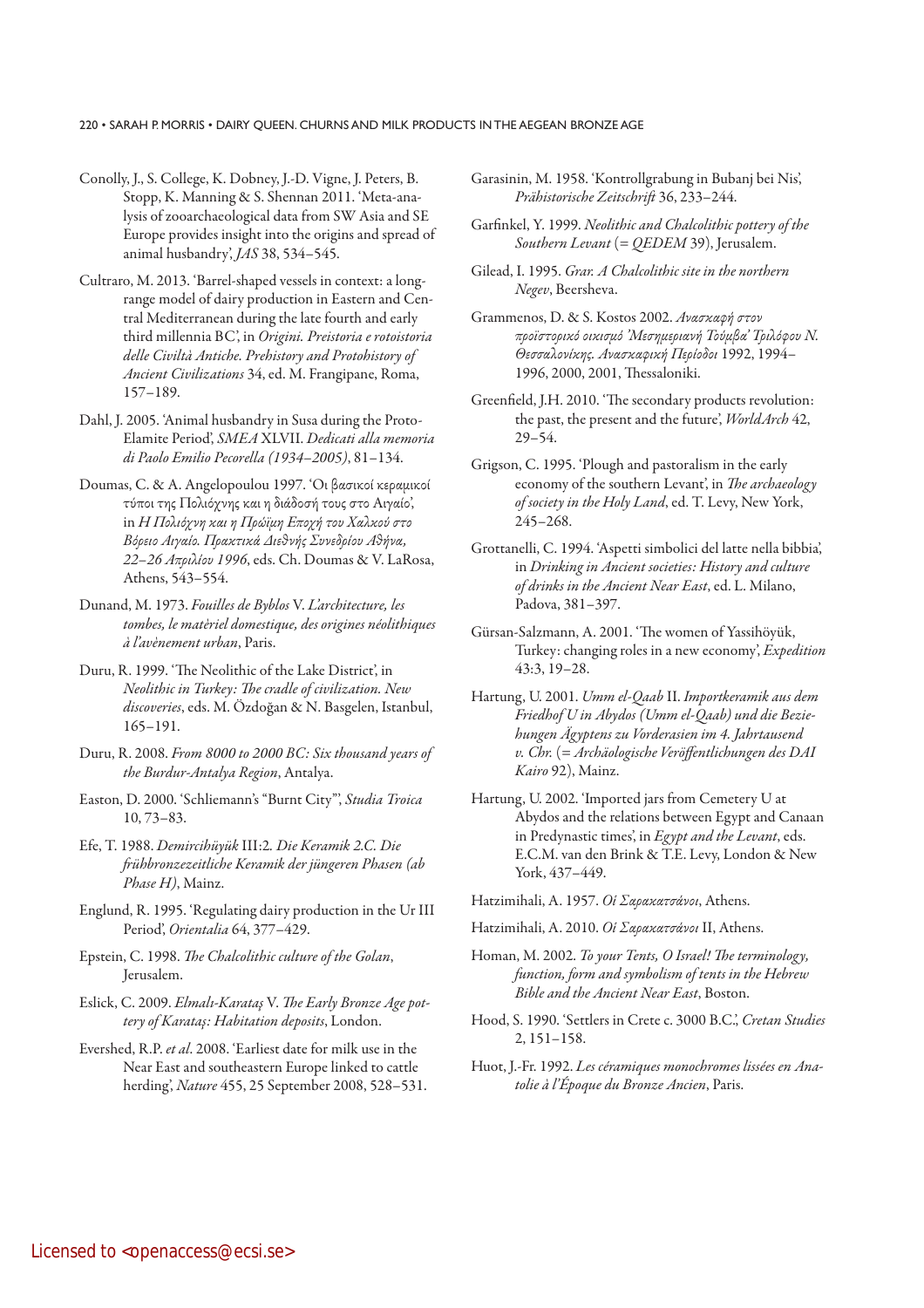Conolly, J., S. College, K. Dobney, J.-D. Vigne, J. Peters, B. Stopp, K. Manning & S. Shennan 2011. 'Meta-analysis of zooarchaeological data from SW Asia and SE Europe provides insight into the origins and spread of animal husbandry', *JAS* 38, 534–545.

Cultraro, M. 2013. 'Barrel-shaped vessels in context: a long-range model of dairy production in Eastern and Central Mediterranean during the late fourth and early third millennia BC', in *Origini. Preistoria e rotoistoria delle Civiltà Antiche. Prehistory and Protohistory of Ancient Civilizations* 34, ed. M. Frangipane, Roma, 157–189.

Dahl, J. 2005. 'Animal husbandry in Susa during the Proto-Elamite Period', *SMEA* XLVII. *Dedicati alla memoria di Paolo Emilio Pecorella (1934–2005)*, 81–134.

Doumas, C. & A. Angelopoulou 1997. 'Οι βασικοί κεραμικοί τύποι της Πολιόχνης και η διάδοσή τους στο Αιγαίο', in *Η Πολιόχνη και η Πρώϊμη Εποχή του Χαλκού στο Βόρειο Αιγαίο. Πρακτικά Διεθνής Συνεδρίου Αθήνα, 22–26 Απριλίου 1996*, eds. Ch. Doumas & V. LaRosa, Athens, 543–554.

Dunand, M. 1973. *Fouilles de Byblos* V. *L'architecture, les tombes, le matèriel domestique, des origines néolithiques à l'avènement urban*, Paris.

Duru, R. 1999. 'The Neolithic of the Lake District', in *Neolithic in Turkey: The cradle of civilization. New discoveries*, eds. M. Özdoğan & N. Basgelen, Istanbul, 165–191.

Duru, R. 2008. *From 8000 to 2000 BC: Six thousand years of the Burdur-Antalya Region*, Antalya.

Easton, D. 2000. 'Schliemann's "Burnt City"', *Studia Troica* 10, 73–83.

Efe, T. 1988. *Demircihüyük* III:2. *Die Keramik 2.C. Die frühbronzezeitliche Keramik der jüngeren Phasen (ab Phase H)*, Mainz.

Englund, R. 1995. 'Regulating dairy production in the Ur III Period', *Orientalia* 64, 377–429.

Epstein, C. 1998. *The Chalcolithic culture of the Golan*, Jerusalem.

Eslick, C. 2009. *Elmalı-Karataş* V. *The Early Bronze Age pottery of Karataş: Habitation deposits*, London.

Evershed, R.P. *et al*. 2008. 'Earliest date for milk use in the Near East and southeastern Europe linked to cattle herding', *Nature* 455, 25 September 2008, 528–531.

Garasinin, M. 1958. 'Kontrollgrabung in Bubanj bei Nis', *Prähistorische Zeitschrift* 36, 233–244.

Garfinkel, Y. 1999. *Neolithic and Chalcolithic pottery of the Southern Levant* (= *QEDEM* 39), Jerusalem.

Gilead, I. 1995. *Grar. A Chalcolithic site in the northern Negev*, Beersheva.

Grammenos, D. & S. Kostos 2002. *Ανασκαφή στον προϊστορικό οικισμό 'Μεσημεριανή Τούμβα' Τριλόφου Ν. Θεσσαλονίκης. Ανασκαφική Περίοδοι* 1992, 1994–1996, 2000, 2001, Thessaloniki.

Greenfield, J.H. 2010. 'The secondary products revolution: the past, the present and the future', *WorldArch* 42, 29–54.

Grigson, C. 1995. 'Plough and pastoralism in the early economy of the southern Levant', in *The archaeology of society in the Holy Land*, ed. T. Levy, New York, 245–268.

Grottanelli, C. 1994. 'Aspetti simbolici del latte nella bibbia', in *Drinking in Ancient societies: History and culture of drinks in the Ancient Near East*, ed. L. Milano, Padova, 381–397.

Gürsan-Salzmann, A. 2001. 'The women of Yassihöyük, Turkey: changing roles in a new economy', *Expedition* 43:3, 19–28.

Hartung, U. 2001. *Umm el-Qaab* II. *Importkeramik aus dem Friedhof U in Abydos (Umm el-Qaab) und die Beziehungen Ägyptens zu Vorderasien im 4. Jahrtausend v. Chr.* (= *Archäologische Veröffentlichungen des DAI Kairo* 92), Mainz.

Hartung, U. 2002. 'Imported jars from Cemetery U at Abydos and the relations between Egypt and Canaan in Predynastic times', in *Egypt and the Levant*, eds. E.C.M. van den Brink & T.E. Levy, London & New York, 437–449.

Hatzimihali, A. 1957. *Οἱ Σαρακατσάνοι*, Athens.

Hatzimihali, A. 2010. *Οἱ Σαρακατσάνοι* II, Athens.

Homan, M. 2002. *To your Tents, O Israel! The terminology, function, form and symbolism of tents in the Hebrew Bible and the Ancient Near East*, Boston.

Hood, S. 1990. 'Settlers in Crete c. 3000 B.C.', *Cretan Studies* 2, 151–158.

Huot, J.-Fr. 1992. *Les céramiques monochromes lissées en Anatolie à l'Époque du Bronze Ancien*, Paris.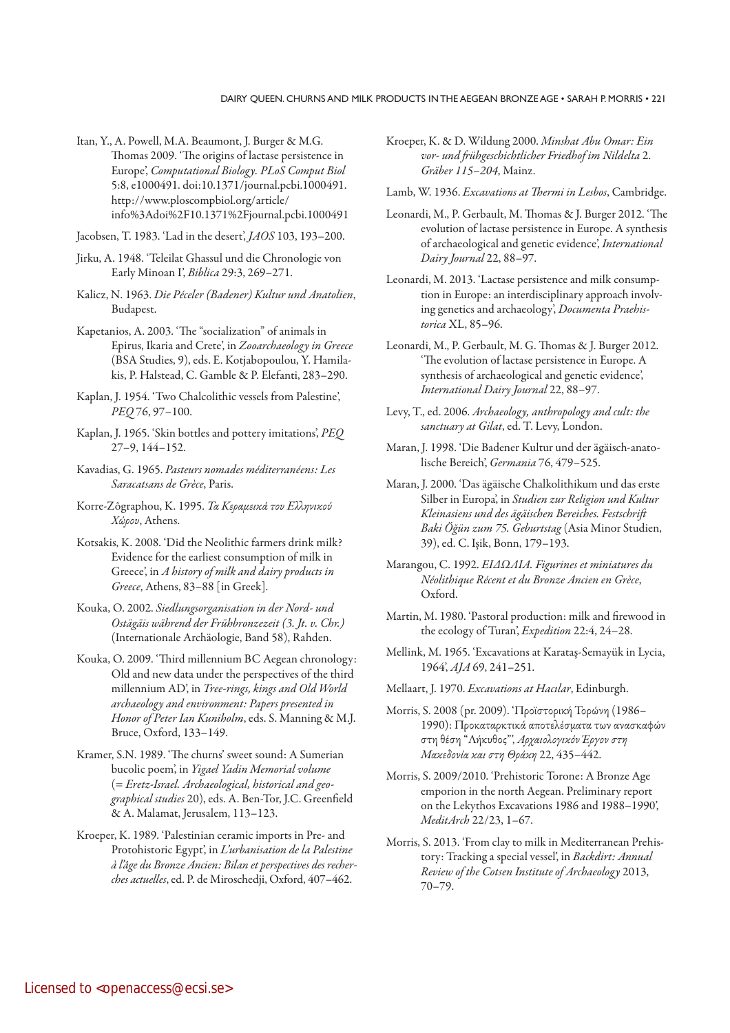Itan, Y., A. Powell, M.A. Beaumont, J. Burger & M.G. Thomas 2009. 'The origins of lactase persistence in Europe', *Computational Biology. PLoS Comput Biol* 5:8, e1000491. doi:10.1371/journal.pcbi.1000491. http://www.ploscompbiol.org/article/info%3Adoi%2F10.1371%2Fjournal.pcbi.1000491

Jacobsen, T. 1983. 'Lad in the desert', *JAOS* 103, 193–200.

Jirku, A. 1948. 'Teleilat Ghassul und die Chronologie von Early Minoan I', *Biblica* 29:3, 269–271.

Kalicz, N. 1963. *Die Péceler (Badener) Kultur und Anatolien*, Budapest.

Kapetanios, A. 2003. 'The "socialization" of animals in Epirus, Ikaria and Crete', in *Zooarchaeology in Greece* (BSA Studies, 9), eds. E. Kotjabopoulou, Y. Hamilakis, P. Halstead, C. Gamble & P. Elefanti, 283–290.

Kaplan, J. 1954. 'Two Chalcolithic vessels from Palestine', *PEQ* 76, 97–100.

Kaplan, J. 1965. 'Skin bottles and pottery imitations', *PEQ* 27–9, 144–152.

Kavadias, G. 1965. *Pasteurs nomades méditerranéens: Les Saracatsans de Grèce*, Paris.

Korre-Zôgraphou, K. 1995. *Τα Κεραμεικά του Ελληνικού Χώρου*, Athens.

Kotsakis, K. 2008. 'Did the Neolithic farmers drink milk? Evidence for the earliest consumption of milk in Greece', in *A history of milk and dairy products in Greece*, Athens, 83–88 [in Greek].

Kouka, O. 2002. *Siedlungsorganisation in der Nord- und Ostägäis während der Frühbronzezeit (3. Jt. v. Chr.)* (Internationale Archäologie, Band 58), Rahden.

Kouka, O. 2009. 'Third millennium BC Aegean chronology: Old and new data under the perspectives of the third millennium AD', in *Tree-rings, kings and Old World archaeology and environment: Papers presented in Honor of Peter Ian Kuniholm*, eds. S. Manning & M.J. Bruce, Oxford, 133–149.

Kramer, S.N. 1989. 'The churns' sweet sound: A Sumerian bucolic poem', in *Yigael Yadin Memorial volume* (= *Eretz-Israel. Archaeological, historical and geographical studies* 20), eds. A. Ben-Tor, J.C. Greenfield & A. Malamat, Jerusalem, 113–123.

Kroeper, K. 1989. 'Palestinian ceramic imports in Pre- and Protohistoric Egypt', in *L'urbanisation de la Palestine à l'âge du Bronze Ancien: Bilan et perspectives des recherches actuelles*, ed. P. de Miroschedji, Oxford, 407–462.

Kroeper, K. & D. Wildung 2000. *Minshat Abu Omar: Ein vor- und frühgeschichtlicher Friedhof im Nildelta* 2. *Gräber 115–204*, Mainz.

Lamb, W. 1936. *Excavations at Thermi in Lesbos*, Cambridge.

Leonardi, M., P. Gerbault, M. Thomas & J. Burger 2012. 'The evolution of lactase persistence in Europe. A synthesis of archaeological and genetic evidence', *International Dairy Journal* 22, 88–97.

Leonardi, M. 2013. 'Lactase persistence and milk consumption in Europe: an interdisciplinary approach involving genetics and archaeology', *Documenta Praehistorica* XL, 85–96.

Leonardi, M., P. Gerbault, M. G. Thomas & J. Burger 2012. 'The evolution of lactase persistence in Europe. A synthesis of archaeological and genetic evidence', *International Dairy Journal* 22, 88–97.

Levy, T., ed. 2006. *Archaeology, anthropology and cult: the sanctuary at Gilat*, ed. T. Levy, London.

Maran, J. 1998. 'Die Badener Kultur und der ägäisch-anatolische Bereich', *Germania* 76, 479–525.

Maran, J. 2000. 'Das ägäische Chalkolithikum und das erste Silber in Europa', in *Studien zur Religion und Kultur Kleinasiens und des ägäischen Bereiches. Festschrift Baki Öğün zum 75. Geburtstag* (Asia Minor Studien, 39), ed. C. Işik, Bonn, 179–193.

Marangou, C. 1992. *ΕΙΔΩΛΙΑ. Figurines et miniatures du Néolithique Récent et du Bronze Ancien en Grèce*, Oxford.

Martin, M. 1980. 'Pastoral production: milk and firewood in the ecology of Turan', *Expedition* 22:4, 24–28.

Mellink, M. 1965. 'Excavations at Karataş-Semayük in Lycia, 1964', *AJA* 69, 241–251.

Mellaart, J. 1970. *Excavations at Hacılar*, Edinburgh.

Morris, S. 2008 (pr. 2009). 'Προϊστορική Τορώνη (1986–1990): Προκαταρκτικά αποτελέσματα των ανασκαφών στη θέση "Λήκυθος"', *Αρχαιολογικόν Έργον στη Μακεδονία και στη Θράκη* 22, 435–442.

Morris, S. 2009/2010. 'Prehistoric Torone: A Bronze Age emporion in the north Aegean. Preliminary report on the Lekythos Excavations 1986 and 1988–1990', *MeditArch* 22/23, 1–67.

Morris, S. 2013. 'From clay to milk in Mediterranean Prehistory: Tracking a special vessel', in *Backdirt: Annual Review of the Cotsen Institute of Archaeology* 2013, 70–79.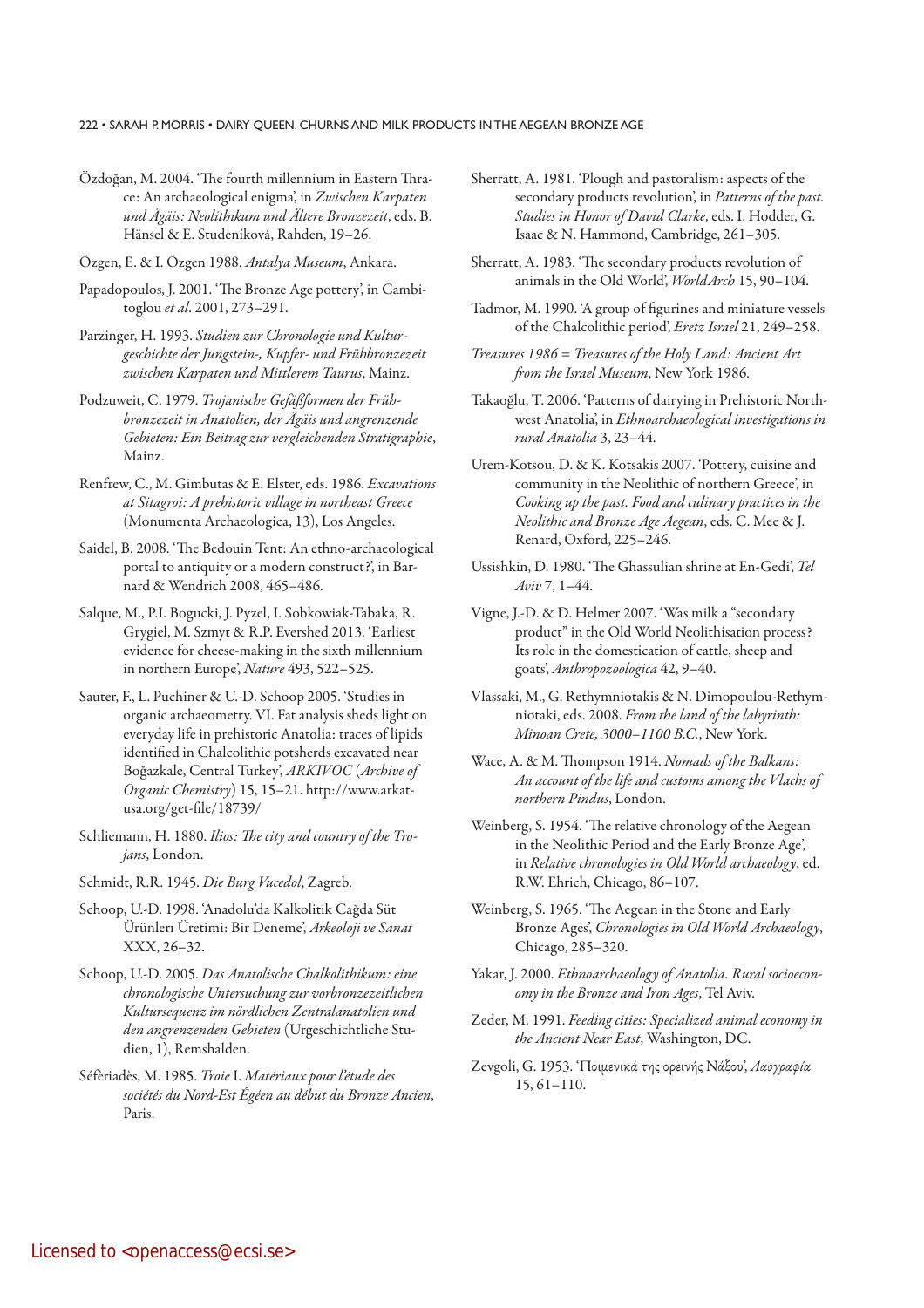Özdoğan, M. 2004. 'The fourth millennium in Eastern Thrace: An archaeological enigma', in *Zwischen Karpaten und Ägäis: Neolithikum und Ältere Bronzezeit*, eds. B. Hänsel & E. Studeníková, Rahden, 19–26.

Özgen, E. & I. Özgen 1988. *Antalya Museum*, Ankara.

Papadopoulos, J. 2001. 'The Bronze Age pottery', in Cambitoglou *et al*. 2001, 273–291.

Parzinger, H. 1993. *Studien zur Chronologie und Kulturgeschichte der Jungstein-, Kupfer- und Frühbronzezeit zwischen Karpaten und Mittlerem Taurus*, Mainz.

Podzuweit, C. 1979. *Trojanische Gefäßformen der Frühbronzezeit in Anatolien, der Ägäis und angrenzende Gebieten: Ein Beitrag zur vergleichenden Stratigraphie*, Mainz.

Renfrew, C., M. Gimbutas & E. Elster, eds. 1986. *Excavations at Sitagroi: A prehistoric village in northeast Greece* (Monumenta Archaeologica, 13), Los Angeles.

Saidel, B. 2008. 'The Bedouin Tent: An ethno-archaeological portal to antiquity or a modern construct?', in Barnard & Wendrich 2008, 465–486.

Salque, M., P.I. Bogucki, J. Pyzel, I. Sobkowiak-Tabaka, R. Grygiel, M. Szmyt & R.P. Evershed 2013. 'Earliest evidence for cheese-making in the sixth millennium in northern Europe', *Nature* 493, 522–525.

Sauter, F., L. Puchiner & U.-D. Schoop 2005. 'Studies in organic archaeometry. VI. Fat analysis sheds light on everyday life in prehistoric Anatolia: traces of lipids identified in Chalcolithic potsherds excavated near Boğazkale, Central Turkey', *ARKIVOC* (*Archive of Organic Chemistry*) 15, 15–21. http://www.arkat-usa.org/get-file/18739/

Schliemann, H. 1880. *Ilios: The city and country of the Trojans*, London.

Schmidt, R.R. 1945. *Die Burg Vucedol*, Zagreb.

Schoop, U.-D. 1998. 'Anadolu'da Kalkolitik Çağda Süt Ürünlerı Üretimi: Bir Deneme', *Arkeoloji ve Sanat* XXX, 26–32.

Schoop, U.-D. 2005. *Das Anatolische Chalkolithikum: eine chronologische Untersuchung zur vorbronzezeitlichen Kultursequenz im nördlichen Zentralanatolien und den angrenzenden Gebieten* (Urgeschichtliche Studien, 1), Remshalden.

Séfèriadès, M. 1985. *Troie* I. *Matériaux pour l'étude des sociétés du Nord-Est Égéen au début du Bronze Ancien*, Paris.

Sherratt, A. 1981. 'Plough and pastoralism: aspects of the secondary products revolution', in *Patterns of the past. Studies in Honor of David Clarke*, eds. I. Hodder, G. Isaac & N. Hammond, Cambridge, 261–305.

Sherratt, A. 1983. 'The secondary products revolution of animals in the Old World', *WorldArch* 15, 90–104.

Tadmor, M. 1990. 'A group of figurines and miniature vessels of the Chalcolithic period', *Eretz Israel* 21, 249–258.

*Treasures 1986* = *Treasures of the Holy Land: Ancient Art from the Israel Museum*, New York 1986.

Takaoğlu, T. 2006. 'Patterns of dairying in Prehistoric Northwest Anatolia', in *Ethnoarchaeological investigations in rural Anatolia* 3, 23–44.

Urem-Kotsou, D. & K. Kotsakis 2007. 'Pottery, cuisine and community in the Neolithic of northern Greece', in *Cooking up the past. Food and culinary practices in the Neolithic and Bronze Age Aegean*, eds. C. Mee & J. Renard, Oxford, 225–246.

Ussishkin, D. 1980. 'The Ghassulian shrine at En-Gedi', *Tel Aviv* 7, 1–44.

Vigne, J.-D. & D. Helmer 2007. 'Was milk a "secondary product" in the Old World Neolithisation process? Its role in the domestication of cattle, sheep and goats', *Anthropozoologica* 42, 9–40.

Vlassaki, M., G. Rethymniotakis & N. Dimopoulou-Rethymniotaki, eds. 2008. *From the land of the labyrinth: Minoan Crete, 3000–1100 B.C.*, New York.

Wace, A. & M. Thompson 1914. *Nomads of the Balkans: An account of the life and customs among the Vlachs of northern Pindus*, London.

Weinberg, S. 1954. 'The relative chronology of the Aegean in the Neolithic Period and the Early Bronze Age', in *Relative chronologies in Old World archaeology*, ed. R.W. Ehrich, Chicago, 86–107.

Weinberg, S. 1965. 'The Aegean in the Stone and Early Bronze Ages', *Chronologies in Old World Archaeology*, Chicago, 285–320.

Yakar, J. 2000. *Ethnoarchaeology of Anatolia. Rural socioeconomy in the Bronze and Iron Ages*, Tel Aviv.

Zeder, M. 1991. *Feeding cities: Specialized animal economy in the Ancient Near East*, Washington, DC.

Zevgoli, G. 1953. 'Ποιμενικά της ορεινής Νάξου', *Λαογραφία* 15, 61–110.